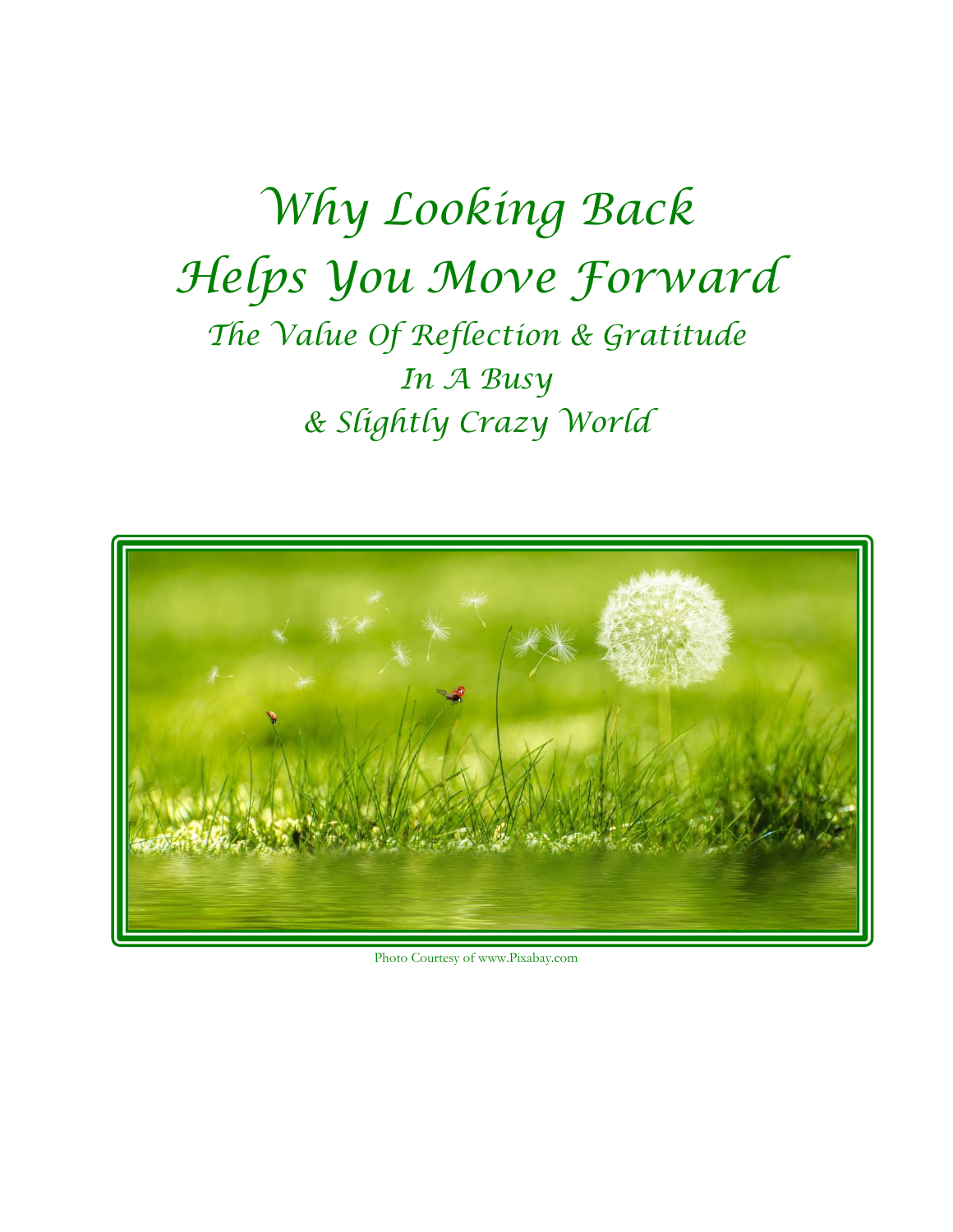# Why Looking Back Helps You Move Forward

## The Value Of Reflection & Gratitude In A Busy & Slightly Crazy World

Photo Courtesy of www.Pixabay.com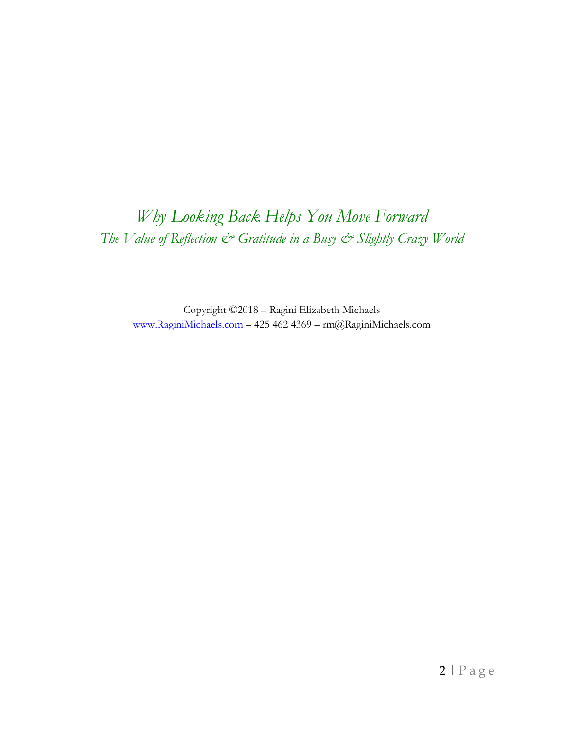# *Why Looking Back Helps You Move Forward*

*The Value of Reflection & Gratitude in a Busy & Slightly Crazy World*

Copyright ©2018 – Ragini Elizabeth Michaels

www.RaginiMichaels.com – 425 462 4369 – rm@RaginiMichaels.com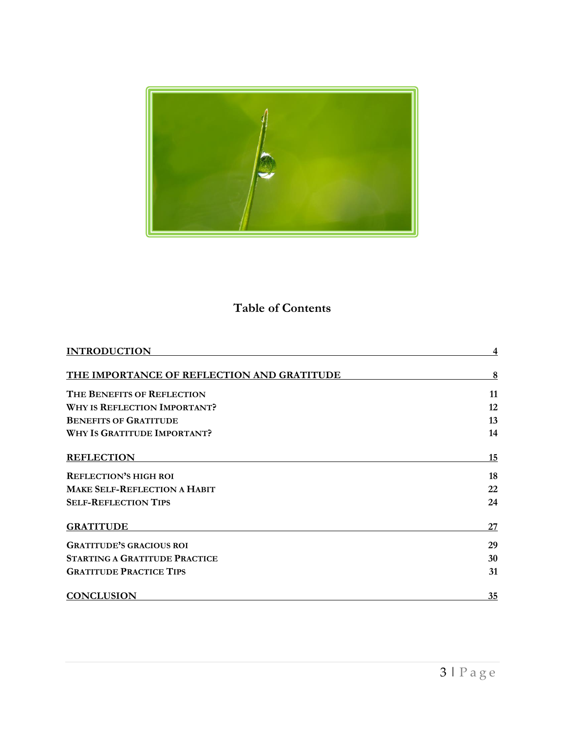# Table of Contents

| | |
|---|---|
| **INTRODUCTION** | **4** |
| **THE IMPORTANCE OF REFLECTION AND GRATITUDE** | **8** |
| THE BENEFITS OF REFLECTION | 11 |
| WHY IS REFLECTION IMPORTANT? | 12 |
| BENEFITS OF GRATITUDE | 13 |
| WHY IS GRATITUDE IMPORTANT? | 14 |
| **REFLECTION** | **15** |
| REFLECTION'S HIGH ROI | 18 |
| MAKE SELF-REFLECTION A HABIT | 22 |
| SELF-REFLECTION TIPS | 24 |
| **GRATITUDE** | **27** |
| GRATITUDE'S GRACIOUS ROI | 29 |
| STARTING A GRATITUDE PRACTICE | 30 |
| GRATITUDE PRACTICE TIPS | 31 |
| **CONCLUSION** | **35** |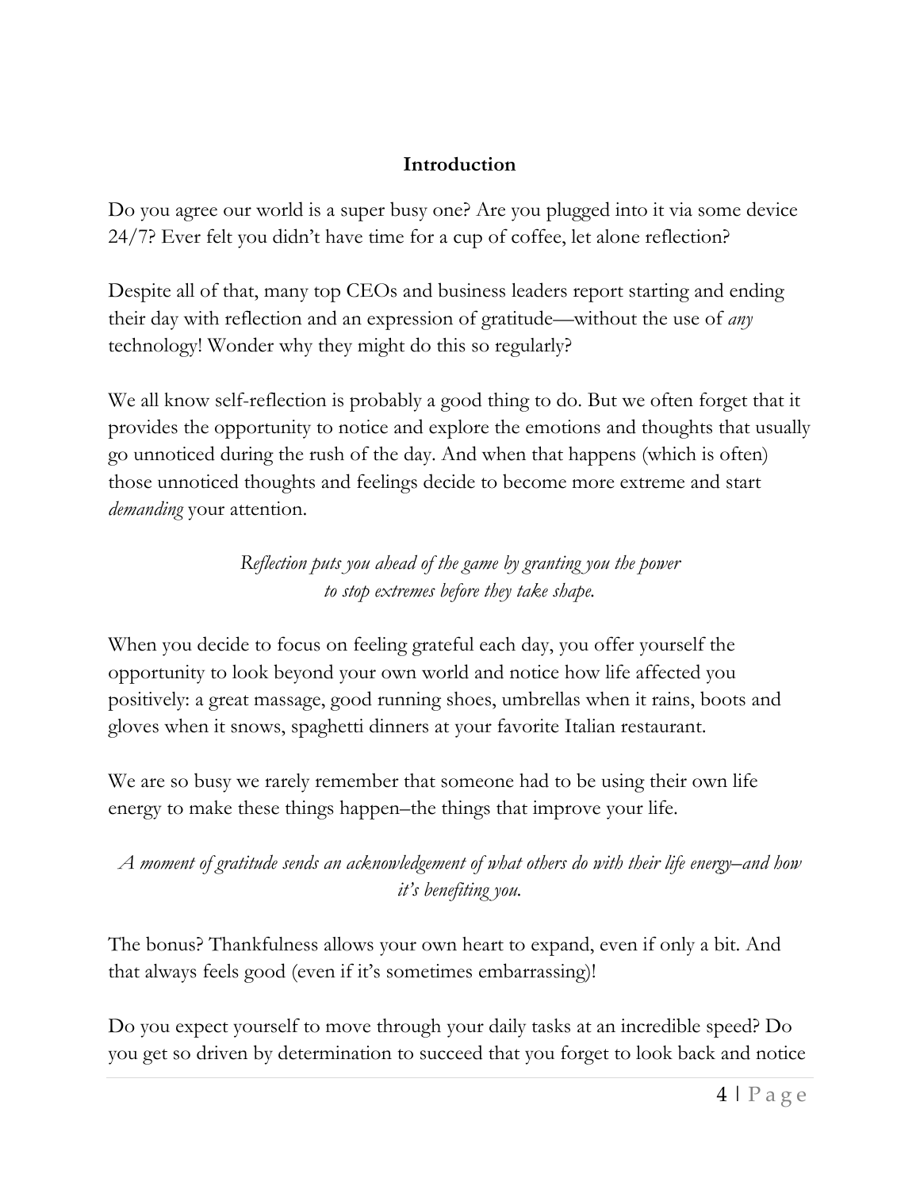## Introduction

Do you agree our world is a super busy one? Are you plugged into it via some device 24/7? Ever felt you didn't have time for a cup of coffee, let alone reflection?

Despite all of that, many top CEOs and business leaders report starting and ending their day with reflection and an expression of gratitude—without the use of *any* technology! Wonder why they might do this so regularly?

We all know self-reflection is probably a good thing to do. But we often forget that it provides the opportunity to notice and explore the emotions and thoughts that usually go unnoticed during the rush of the day. And when that happens (which is often) those unnoticed thoughts and feelings decide to become more extreme and start *demanding* your attention.

*Reflection puts you ahead of the game by granting you the power to stop extremes before they take shape.*

When you decide to focus on feeling grateful each day, you offer yourself the opportunity to look beyond your own world and notice how life affected you positively: a great massage, good running shoes, umbrellas when it rains, boots and gloves when it snows, spaghetti dinners at your favorite Italian restaurant.

We are so busy we rarely remember that someone had to be using their own life energy to make these things happen–the things that improve your life.

*A moment of gratitude sends an acknowledgement of what others do with their life energy–and how it's benefiting you.*

The bonus? Thankfulness allows your own heart to expand, even if only a bit. And that always feels good (even if it's sometimes embarrassing)!

Do you expect yourself to move through your daily tasks at an incredible speed? Do you get so driven by determination to succeed that you forget to look back and notice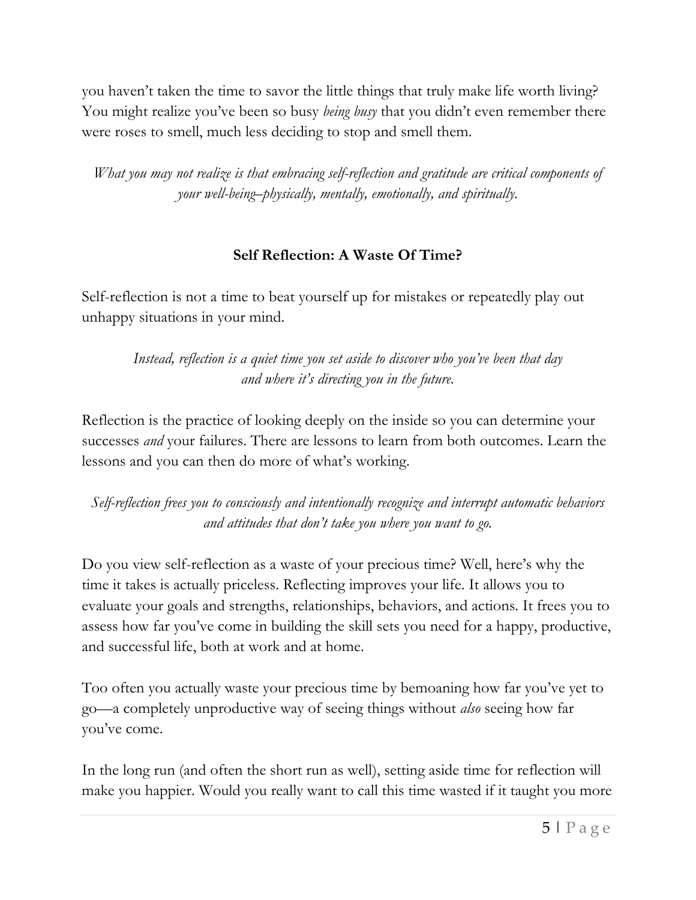you haven't taken the time to savor the little things that truly make life worth living? You might realize you've been so busy *being busy* that you didn't even remember there were roses to smell, much less deciding to stop and smell them.

*What you may not realize is that embracing self-reflection and gratitude are critical components of your well-being–physically, mentally, emotionally, and spiritually.*

## Self Reflection: A Waste Of Time?

Self-reflection is not a time to beat yourself up for mistakes or repeatedly play out unhappy situations in your mind.

*Instead, reflection is a quiet time you set aside to discover who you've been that day and where it's directing you in the future.*

Reflection is the practice of looking deeply on the inside so you can determine your successes *and* your failures. There are lessons to learn from both outcomes. Learn the lessons and you can then do more of what's working.

*Self-reflection frees you to consciously and intentionally recognize and interrupt automatic behaviors and attitudes that don't take you where you want to go.*

Do you view self-reflection as a waste of your precious time? Well, here's why the time it takes is actually priceless. Reflecting improves your life. It allows you to evaluate your goals and strengths, relationships, behaviors, and actions. It frees you to assess how far you've come in building the skill sets you need for a happy, productive, and successful life, both at work and at home.

Too often you actually waste your precious time by bemoaning how far you've yet to go—a completely unproductive way of seeing things without *also* seeing how far you've come.

In the long run (and often the short run as well), setting aside time for reflection will make you happier. Would you really want to call this time wasted if it taught you more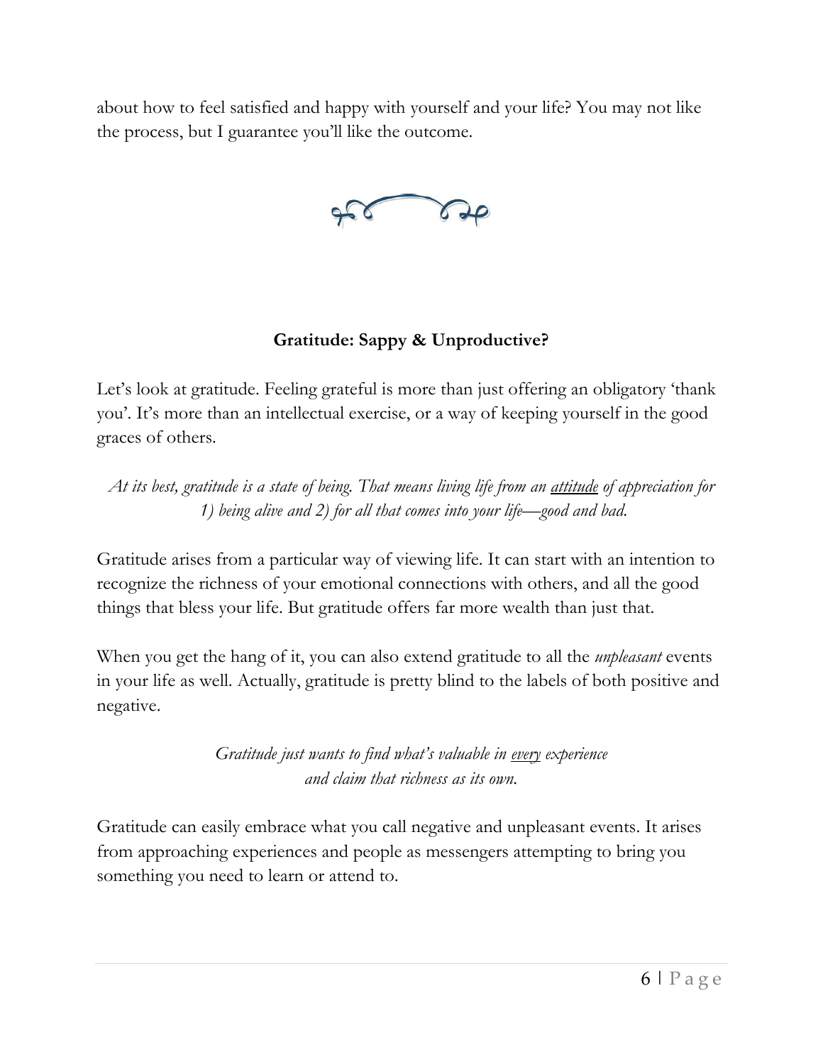about how to feel satisfied and happy with yourself and your life? You may not like the process, but I guarantee you'll like the outcome.

## Gratitude: Sappy & Unproductive?

Let's look at gratitude. Feeling grateful is more than just offering an obligatory 'thank you'. It's more than an intellectual exercise, or a way of keeping yourself in the good graces of others.

*At its best, gratitude is a state of being. That means living life from an <u>attitude</u> of appreciation for 1) being alive and 2) for all that comes into your life—good and bad.*

Gratitude arises from a particular way of viewing life. It can start with an intention to recognize the richness of your emotional connections with others, and all the good things that bless your life. But gratitude offers far more wealth than just that.

When you get the hang of it, you can also extend gratitude to all the *unpleasant* events in your life as well. Actually, gratitude is pretty blind to the labels of both positive and negative.

*Gratitude just wants to find what's valuable in <u>every</u> experience and claim that richness as its own.*

Gratitude can easily embrace what you call negative and unpleasant events. It arises from approaching experiences and people as messengers attempting to bring you something you need to learn or attend to.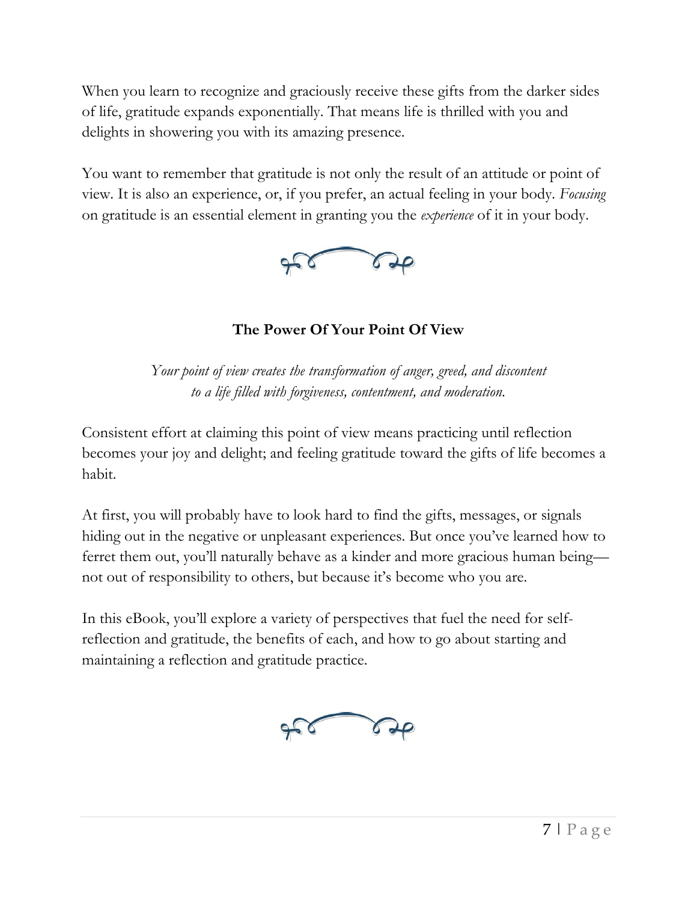When you learn to recognize and graciously receive these gifts from the darker sides of life, gratitude expands exponentially. That means life is thrilled with you and delights in showering you with its amazing presence.

You want to remember that gratitude is not only the result of an attitude or point of view. It is also an experience, or, if you prefer, an actual feeling in your body. *Focusing* on gratitude is an essential element in granting you the *experience* of it in your body.

## The Power Of Your Point Of View

*Your point of view creates the transformation of anger, greed, and discontent to a life filled with forgiveness, contentment, and moderation.*

Consistent effort at claiming this point of view means practicing until reflection becomes your joy and delight; and feeling gratitude toward the gifts of life becomes a habit.

At first, you will probably have to look hard to find the gifts, messages, or signals hiding out in the negative or unpleasant experiences. But once you've learned how to ferret them out, you'll naturally behave as a kinder and more gracious human being—not out of responsibility to others, but because it's become who you are.

In this eBook, you'll explore a variety of perspectives that fuel the need for self-reflection and gratitude, the benefits of each, and how to go about starting and maintaining a reflection and gratitude practice.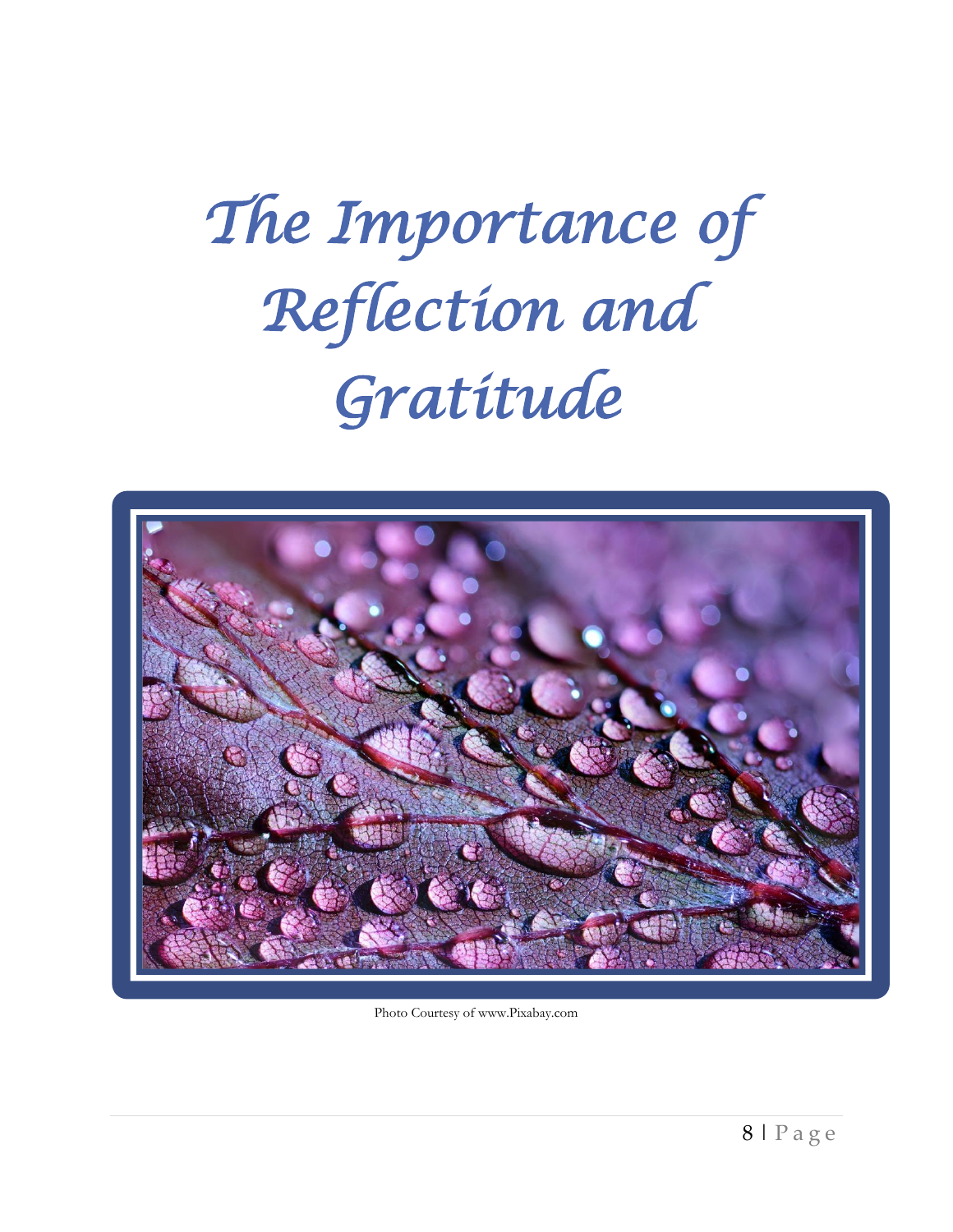# *The Importance of Reflection and Gratitude*

Photo Courtesy of www.Pixabay.com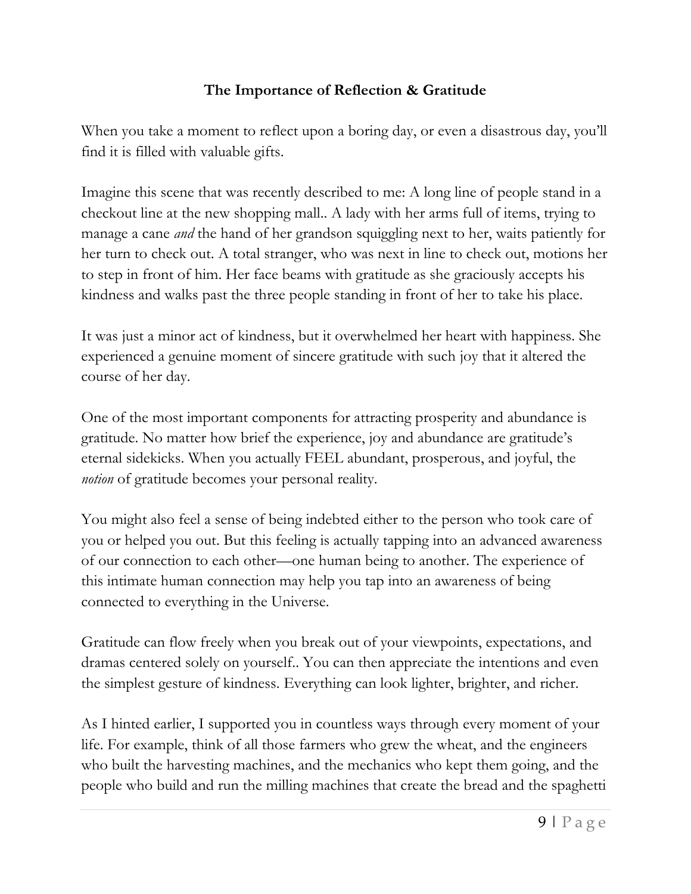**The Importance of Reflection & Gratitude**

When you take a moment to reflect upon a boring day, or even a disastrous day, you'll find it is filled with valuable gifts.

Imagine this scene that was recently described to me: A long line of people stand in a checkout line at the new shopping mall.. A lady with her arms full of items, trying to manage a cane *and* the hand of her grandson squiggling next to her, waits patiently for her turn to check out. A total stranger, who was next in line to check out, motions her to step in front of him. Her face beams with gratitude as she graciously accepts his kindness and walks past the three people standing in front of her to take his place.

It was just a minor act of kindness, but it overwhelmed her heart with happiness. She experienced a genuine moment of sincere gratitude with such joy that it altered the course of her day.

One of the most important components for attracting prosperity and abundance is gratitude. No matter how brief the experience, joy and abundance are gratitude's eternal sidekicks. When you actually FEEL abundant, prosperous, and joyful, the *notion* of gratitude becomes your personal reality.

You might also feel a sense of being indebted either to the person who took care of you or helped you out. But this feeling is actually tapping into an advanced awareness of our connection to each other—one human being to another. The experience of this intimate human connection may help you tap into an awareness of being connected to everything in the Universe.

Gratitude can flow freely when you break out of your viewpoints, expectations, and dramas centered solely on yourself.. You can then appreciate the intentions and even the simplest gesture of kindness. Everything can look lighter, brighter, and richer.

As I hinted earlier, I supported you in countless ways through every moment of your life. For example, think of all those farmers who grew the wheat, and the engineers who built the harvesting machines, and the mechanics who kept them going, and the people who build and run the milling machines that create the bread and the spaghetti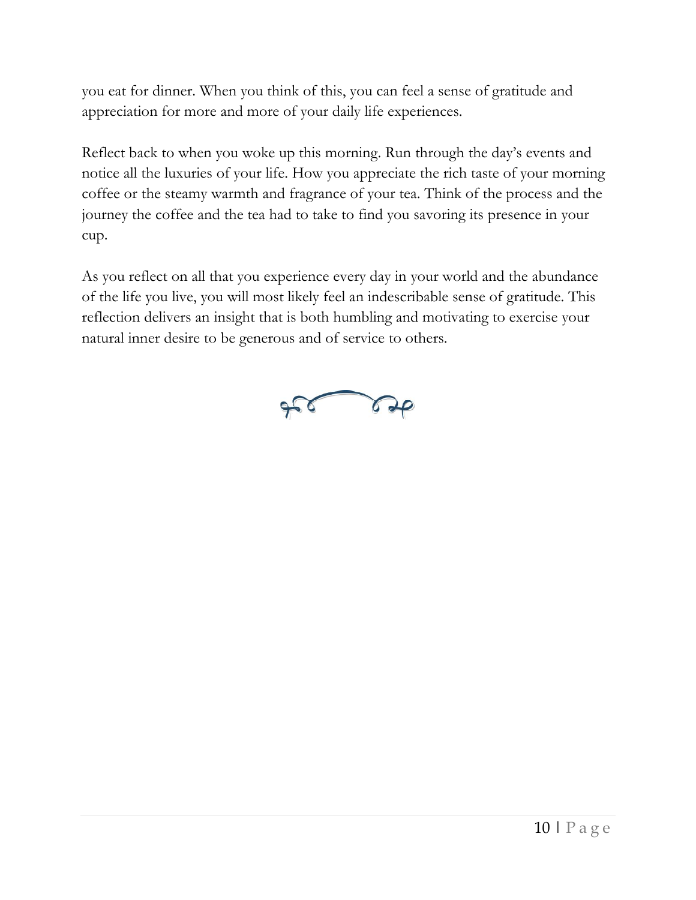you eat for dinner. When you think of this, you can feel a sense of gratitude and appreciation for more and more of your daily life experiences.

Reflect back to when you woke up this morning. Run through the day's events and notice all the luxuries of your life. How you appreciate the rich taste of your morning coffee or the steamy warmth and fragrance of your tea. Think of the process and the journey the coffee and the tea had to take to find you savoring its presence in your cup.

As you reflect on all that you experience every day in your world and the abundance of the life you live, you will most likely feel an indescribable sense of gratitude. This reflection delivers an insight that is both humbling and motivating to exercise your natural inner desire to be generous and of service to others.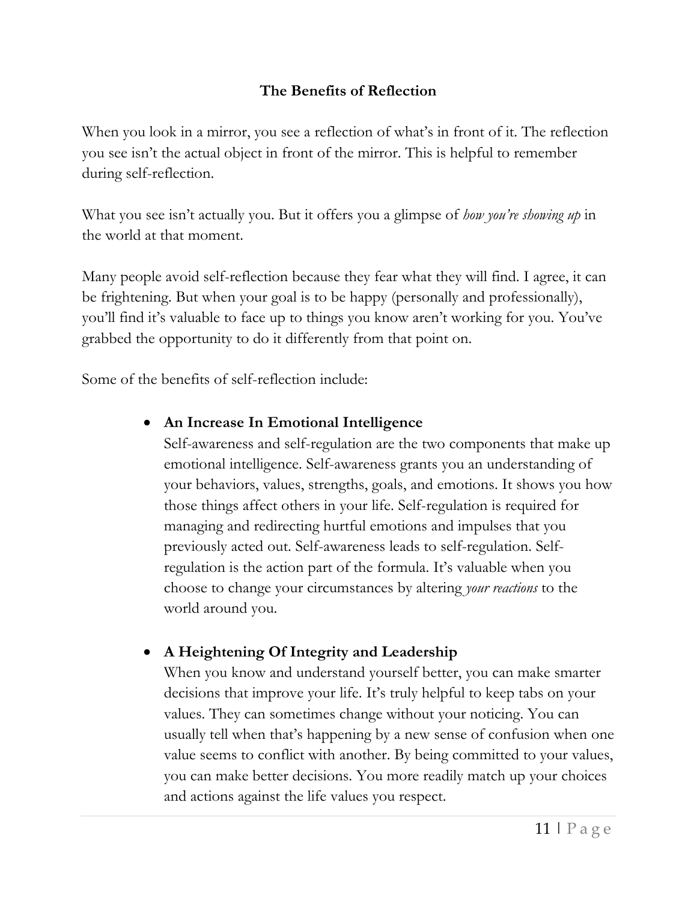## The Benefits of Reflection

When you look in a mirror, you see a reflection of what's in front of it. The reflection you see isn't the actual object in front of the mirror. This is helpful to remember during self-reflection.

What you see isn't actually you. But it offers you a glimpse of *how you're showing up* in the world at that moment.

Many people avoid self-reflection because they fear what they will find. I agree, it can be frightening. But when your goal is to be happy (personally and professionally), you'll find it's valuable to face up to things you know aren't working for you. You've grabbed the opportunity to do it differently from that point on.

Some of the benefits of self-reflection include:

- **An Increase In Emotional Intelligence**
  Self-awareness and self-regulation are the two components that make up emotional intelligence. Self-awareness grants you an understanding of your behaviors, values, strengths, goals, and emotions. It shows you how those things affect others in your life. Self-regulation is required for managing and redirecting hurtful emotions and impulses that you previously acted out. Self-awareness leads to self-regulation. Self-regulation is the action part of the formula. It's valuable when you choose to change your circumstances by altering *your reactions* to the world around you.

- **A Heightening Of Integrity and Leadership**
  When you know and understand yourself better, you can make smarter decisions that improve your life. It's truly helpful to keep tabs on your values. They can sometimes change without your noticing. You can usually tell when that's happening by a new sense of confusion when one value seems to conflict with another. By being committed to your values, you can make better decisions. You more readily match up your choices and actions against the life values you respect.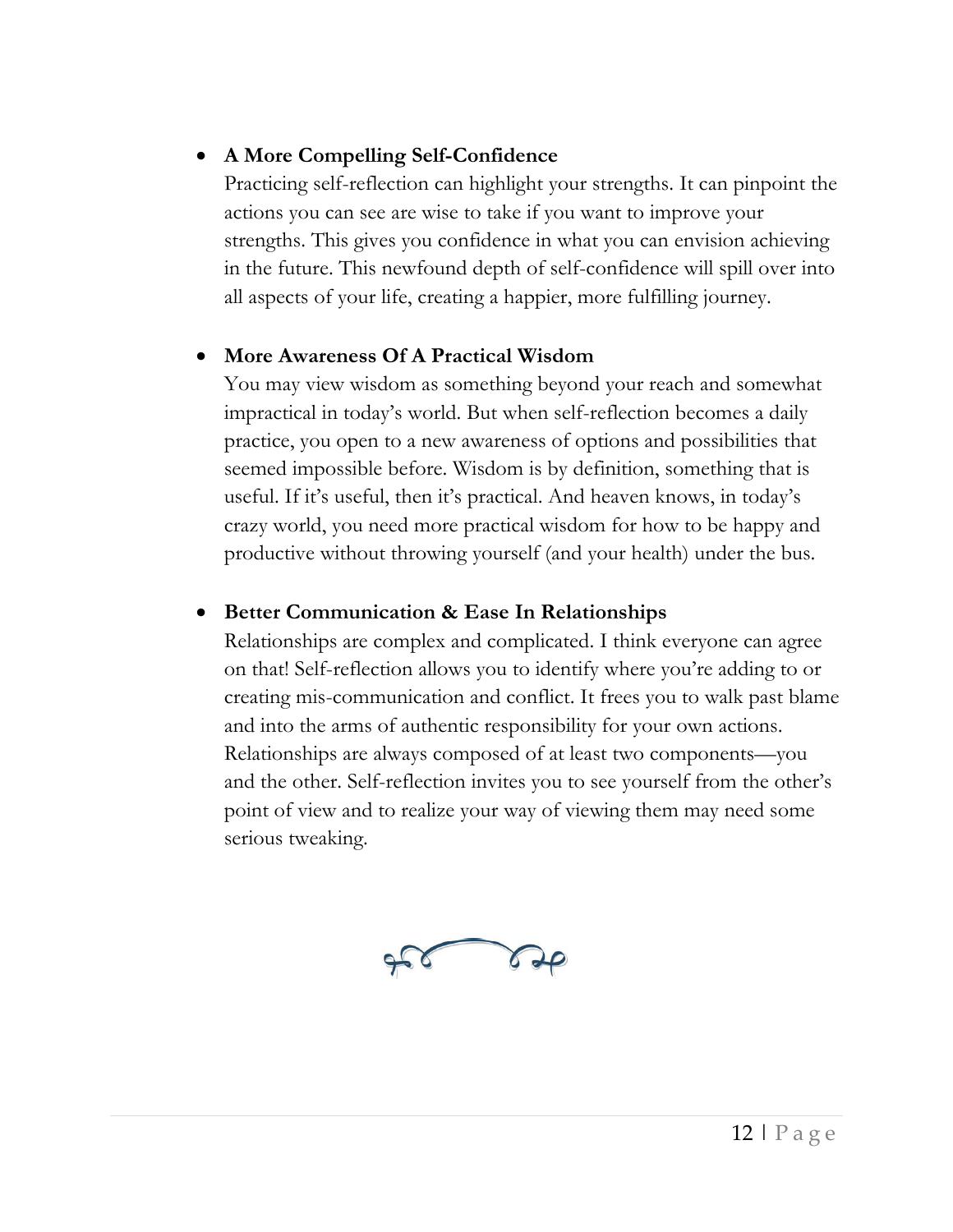- **A More Compelling Self-Confidence**
  Practicing self-reflection can highlight your strengths. It can pinpoint the actions you can see are wise to take if you want to improve your strengths. This gives you confidence in what you can envision achieving in the future. This newfound depth of self-confidence will spill over into all aspects of your life, creating a happier, more fulfilling journey.

- **More Awareness Of A Practical Wisdom**
  You may view wisdom as something beyond your reach and somewhat impractical in today's world. But when self-reflection becomes a daily practice, you open to a new awareness of options and possibilities that seemed impossible before. Wisdom is by definition, something that is useful. If it's useful, then it's practical. And heaven knows, in today's crazy world, you need more practical wisdom for how to be happy and productive without throwing yourself (and your health) under the bus.

- **Better Communication & Ease In Relationships**
  Relationships are complex and complicated. I think everyone can agree on that! Self-reflection allows you to identify where you're adding to or creating mis-communication and conflict. It frees you to walk past blame and into the arms of authentic responsibility for your own actions. Relationships are always composed of at least two components—you and the other. Self-reflection invites you to see yourself from the other's point of view and to realize your way of viewing them may need some serious tweaking.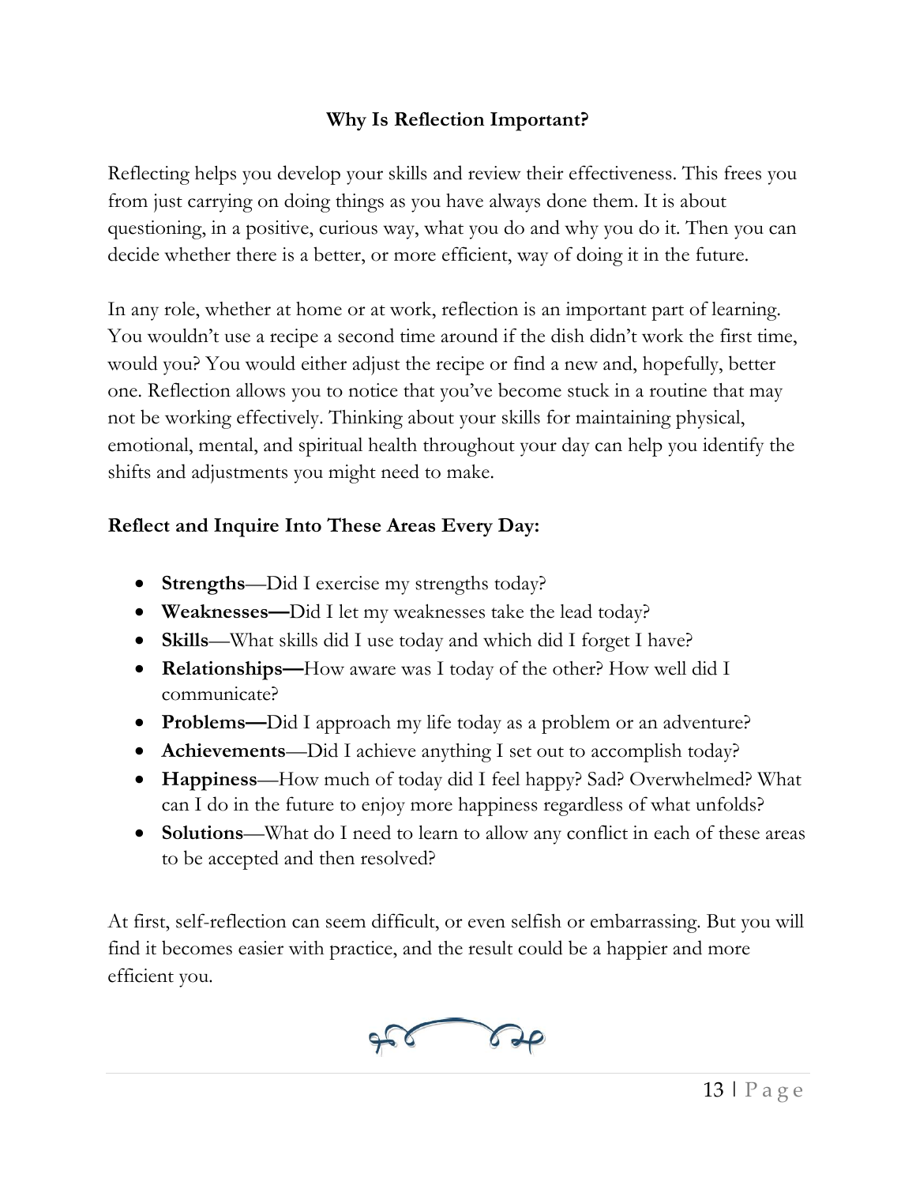## Why Is Reflection Important?

Reflecting helps you develop your skills and review their effectiveness. This frees you from just carrying on doing things as you have always done them. It is about questioning, in a positive, curious way, what you do and why you do it. Then you can decide whether there is a better, or more efficient, way of doing it in the future.

In any role, whether at home or at work, reflection is an important part of learning. You wouldn't use a recipe a second time around if the dish didn't work the first time, would you? You would either adjust the recipe or find a new and, hopefully, better one. Reflection allows you to notice that you've become stuck in a routine that may not be working effectively. Thinking about your skills for maintaining physical, emotional, mental, and spiritual health throughout your day can help you identify the shifts and adjustments you might need to make.

**Reflect and Inquire Into These Areas Every Day:**

- **Strengths**—Did I exercise my strengths today?
- **Weaknesses—**Did I let my weaknesses take the lead today?
- **Skills**—What skills did I use today and which did I forget I have?
- **Relationships—**How aware was I today of the other? How well did I communicate?
- **Problems—**Did I approach my life today as a problem or an adventure?
- **Achievements**—Did I achieve anything I set out to accomplish today?
- **Happiness**—How much of today did I feel happy? Sad? Overwhelmed? What can I do in the future to enjoy more happiness regardless of what unfolds?
- **Solutions**—What do I need to learn to allow any conflict in each of these areas to be accepted and then resolved?

At first, self-reflection can seem difficult, or even selfish or embarrassing. But you will find it becomes easier with practice, and the result could be a happier and more efficient you.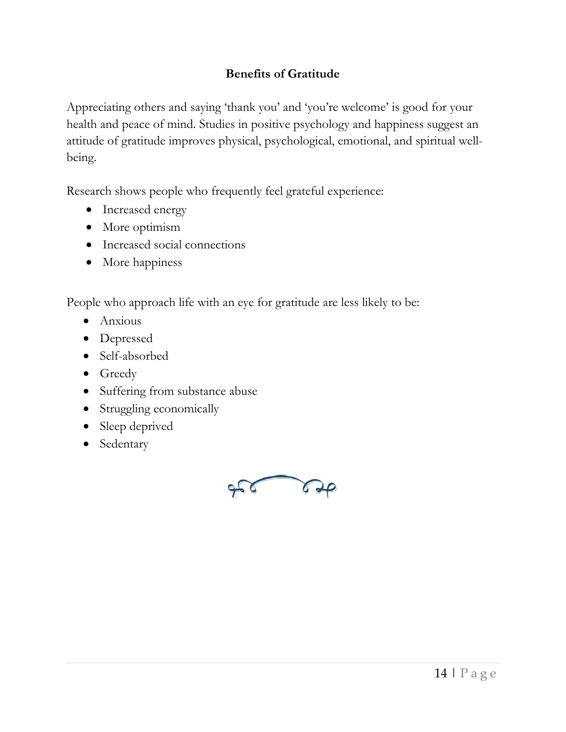## Benefits of Gratitude

Appreciating others and saying 'thank you' and 'you're welcome' is good for your health and peace of mind. Studies in positive psychology and happiness suggest an attitude of gratitude improves physical, psychological, emotional, and spiritual well-being.

Research shows people who frequently feel grateful experience:

- Increased energy
- More optimism
- Increased social connections
- More happiness

People who approach life with an eye for gratitude are less likely to be:

- Anxious
- Depressed
- Self-absorbed
- Greedy
- Suffering from substance abuse
- Struggling economically
- Sleep deprived
- Sedentary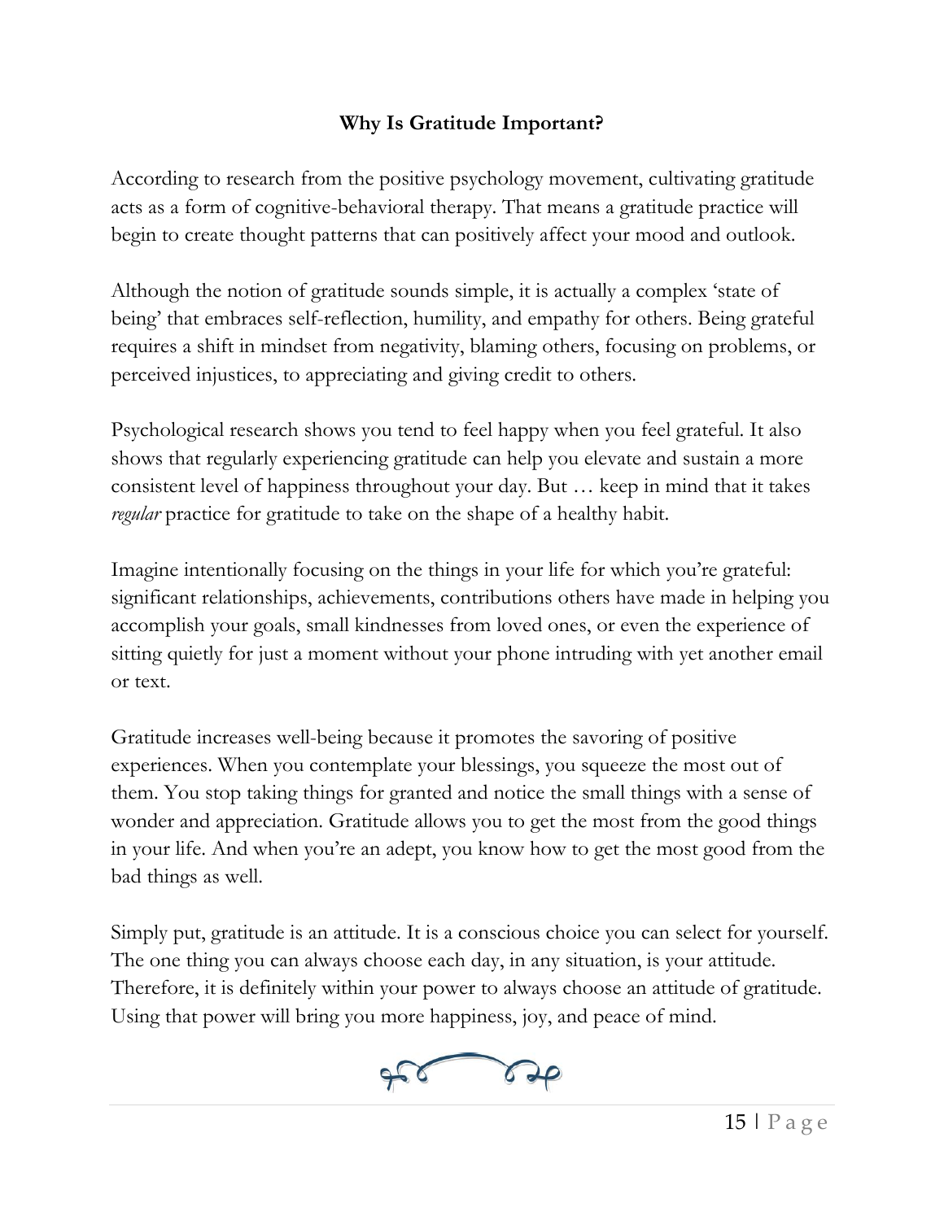## Why Is Gratitude Important?

According to research from the positive psychology movement, cultivating gratitude acts as a form of cognitive-behavioral therapy. That means a gratitude practice will begin to create thought patterns that can positively affect your mood and outlook.

Although the notion of gratitude sounds simple, it is actually a complex 'state of being' that embraces self-reflection, humility, and empathy for others. Being grateful requires a shift in mindset from negativity, blaming others, focusing on problems, or perceived injustices, to appreciating and giving credit to others.

Psychological research shows you tend to feel happy when you feel grateful. It also shows that regularly experiencing gratitude can help you elevate and sustain a more consistent level of happiness throughout your day. But … keep in mind that it takes *regular* practice for gratitude to take on the shape of a healthy habit.

Imagine intentionally focusing on the things in your life for which you're grateful: significant relationships, achievements, contributions others have made in helping you accomplish your goals, small kindnesses from loved ones, or even the experience of sitting quietly for just a moment without your phone intruding with yet another email or text.

Gratitude increases well-being because it promotes the savoring of positive experiences. When you contemplate your blessings, you squeeze the most out of them. You stop taking things for granted and notice the small things with a sense of wonder and appreciation. Gratitude allows you to get the most from the good things in your life. And when you're an adept, you know how to get the most good from the bad things as well.

Simply put, gratitude is an attitude. It is a conscious choice you can select for yourself. The one thing you can always choose each day, in any situation, is your attitude. Therefore, it is definitely within your power to always choose an attitude of gratitude. Using that power will bring you more happiness, joy, and peace of mind.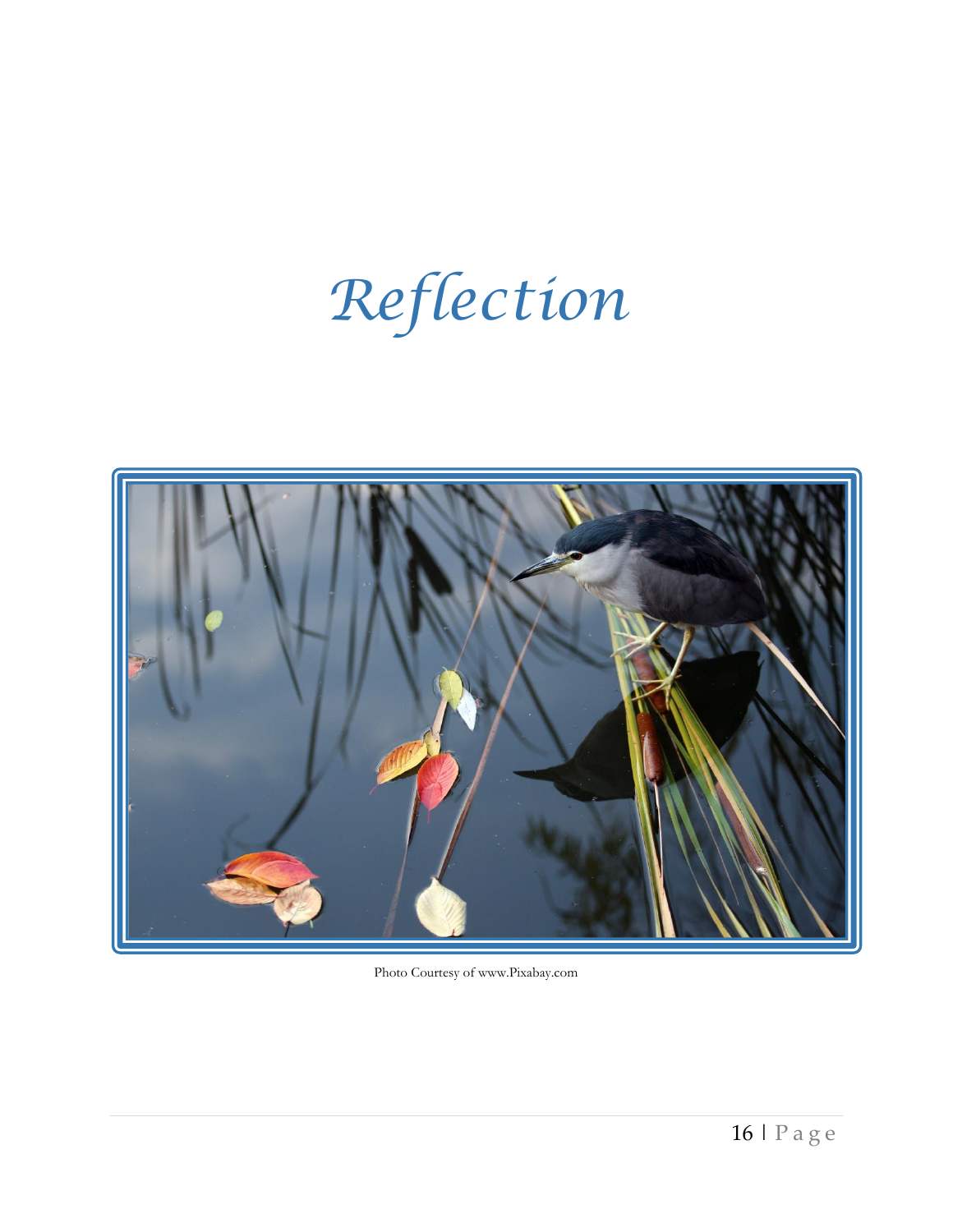# *Reflection*

Photo Courtesy of www.Pixabay.com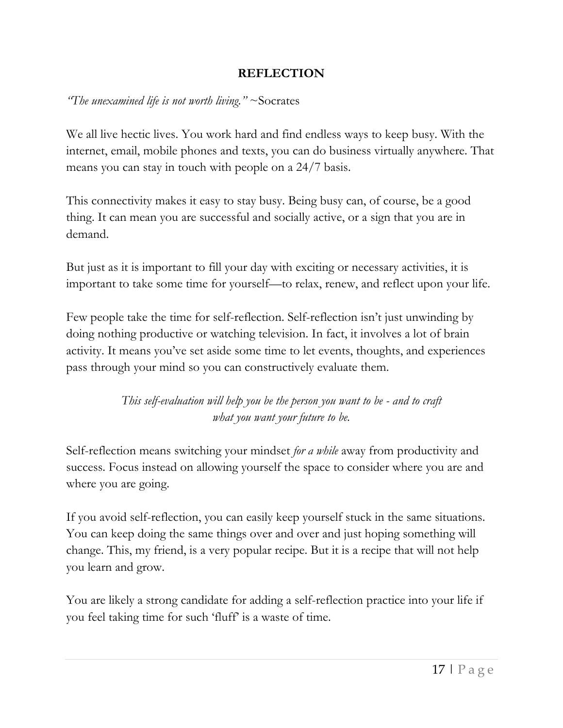# REFLECTION

*"The unexamined life is not worth living."* ~Socrates

We all live hectic lives. You work hard and find endless ways to keep busy. With the internet, email, mobile phones and texts, you can do business virtually anywhere. That means you can stay in touch with people on a 24/7 basis.

This connectivity makes it easy to stay busy. Being busy can, of course, be a good thing. It can mean you are successful and socially active, or a sign that you are in demand.

But just as it is important to fill your day with exciting or necessary activities, it is important to take some time for yourself—to relax, renew, and reflect upon your life.

Few people take the time for self-reflection. Self-reflection isn't just unwinding by doing nothing productive or watching television. In fact, it involves a lot of brain activity. It means you've set aside some time to let events, thoughts, and experiences pass through your mind so you can constructively evaluate them.

*This self-evaluation will help you be the person you want to be - and to craft what you want your future to be.*

Self-reflection means switching your mindset *for a while* away from productivity and success. Focus instead on allowing yourself the space to consider where you are and where you are going.

If you avoid self-reflection, you can easily keep yourself stuck in the same situations. You can keep doing the same things over and over and just hoping something will change. This, my friend, is a very popular recipe. But it is a recipe that will not help you learn and grow.

You are likely a strong candidate for adding a self-reflection practice into your life if you feel taking time for such 'fluff' is a waste of time.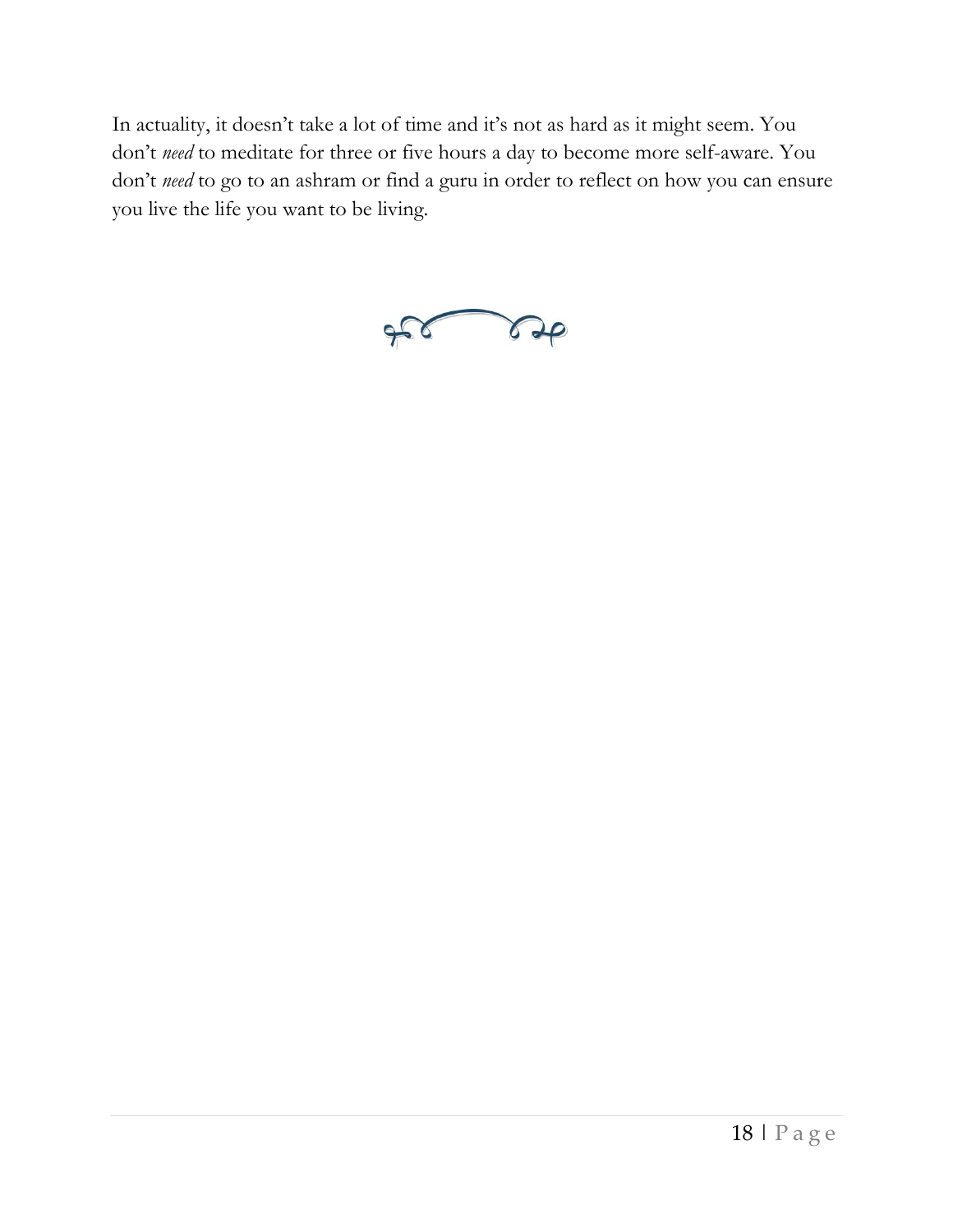In actuality, it doesn't take a lot of time and it's not as hard as it might seem. You don't *need* to meditate for three or five hours a day to become more self-aware. You don't *need* to go to an ashram or find a guru in order to reflect on how you can ensure you live the life you want to be living.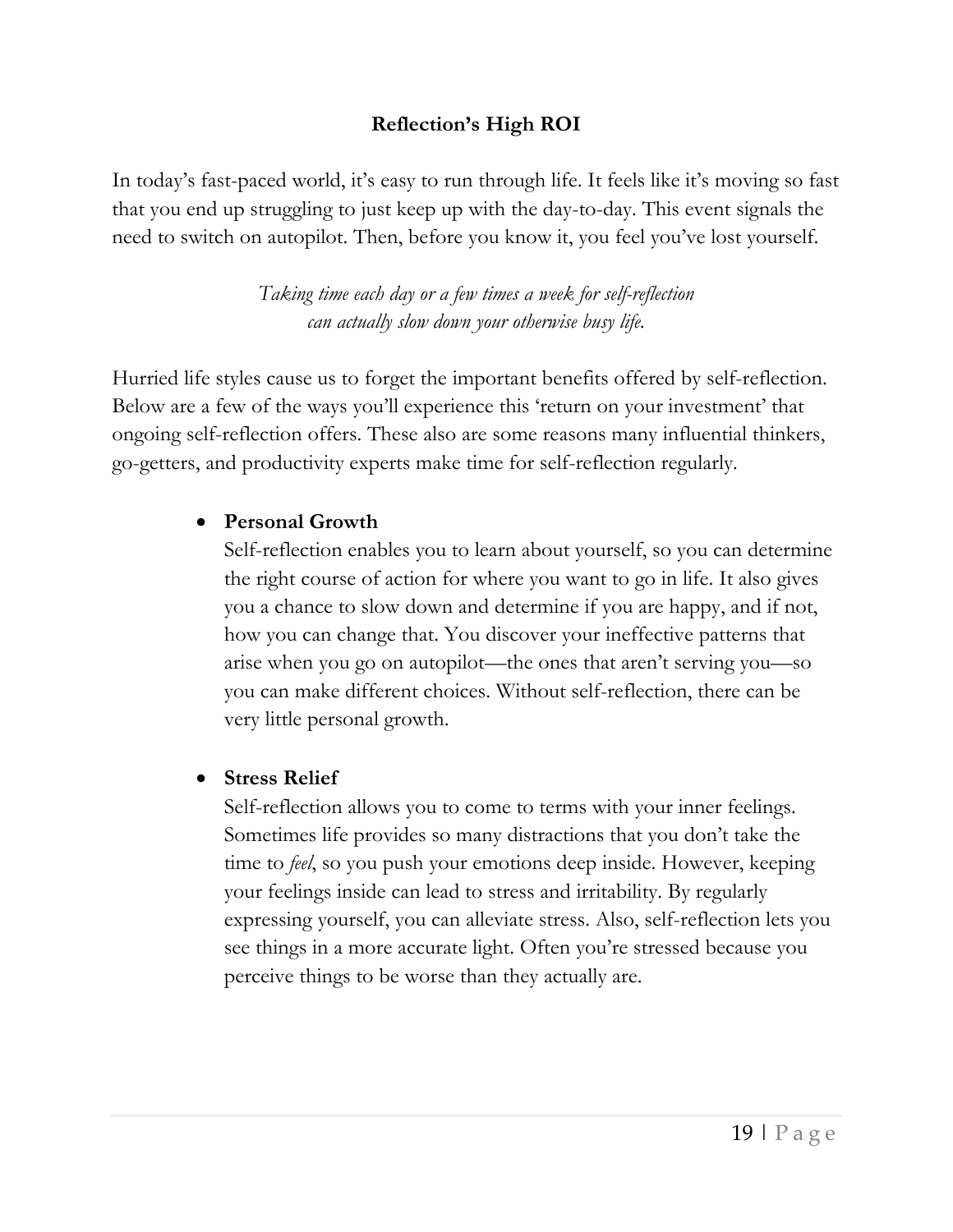## Reflection's High ROI

In today's fast-paced world, it's easy to run through life. It feels like it's moving so fast that you end up struggling to just keep up with the day-to-day. This event signals the need to switch on autopilot. Then, before you know it, you feel you've lost yourself.

*Taking time each day or a few times a week for self-reflection can actually slow down your otherwise busy life.*

Hurried life styles cause us to forget the important benefits offered by self-reflection. Below are a few of the ways you'll experience this 'return on your investment' that ongoing self-reflection offers. These also are some reasons many influential thinkers, go-getters, and productivity experts make time for self-reflection regularly.

- **Personal Growth**
  Self-reflection enables you to learn about yourself, so you can determine the right course of action for where you want to go in life. It also gives you a chance to slow down and determine if you are happy, and if not, how you can change that. You discover your ineffective patterns that arise when you go on autopilot—the ones that aren't serving you—so you can make different choices. Without self-reflection, there can be very little personal growth.

- **Stress Relief**
  Self-reflection allows you to come to terms with your inner feelings. Sometimes life provides so many distractions that you don't take the time to *feel*, so you push your emotions deep inside. However, keeping your feelings inside can lead to stress and irritability. By regularly expressing yourself, you can alleviate stress. Also, self-reflection lets you see things in a more accurate light. Often you're stressed because you perceive things to be worse than they actually are.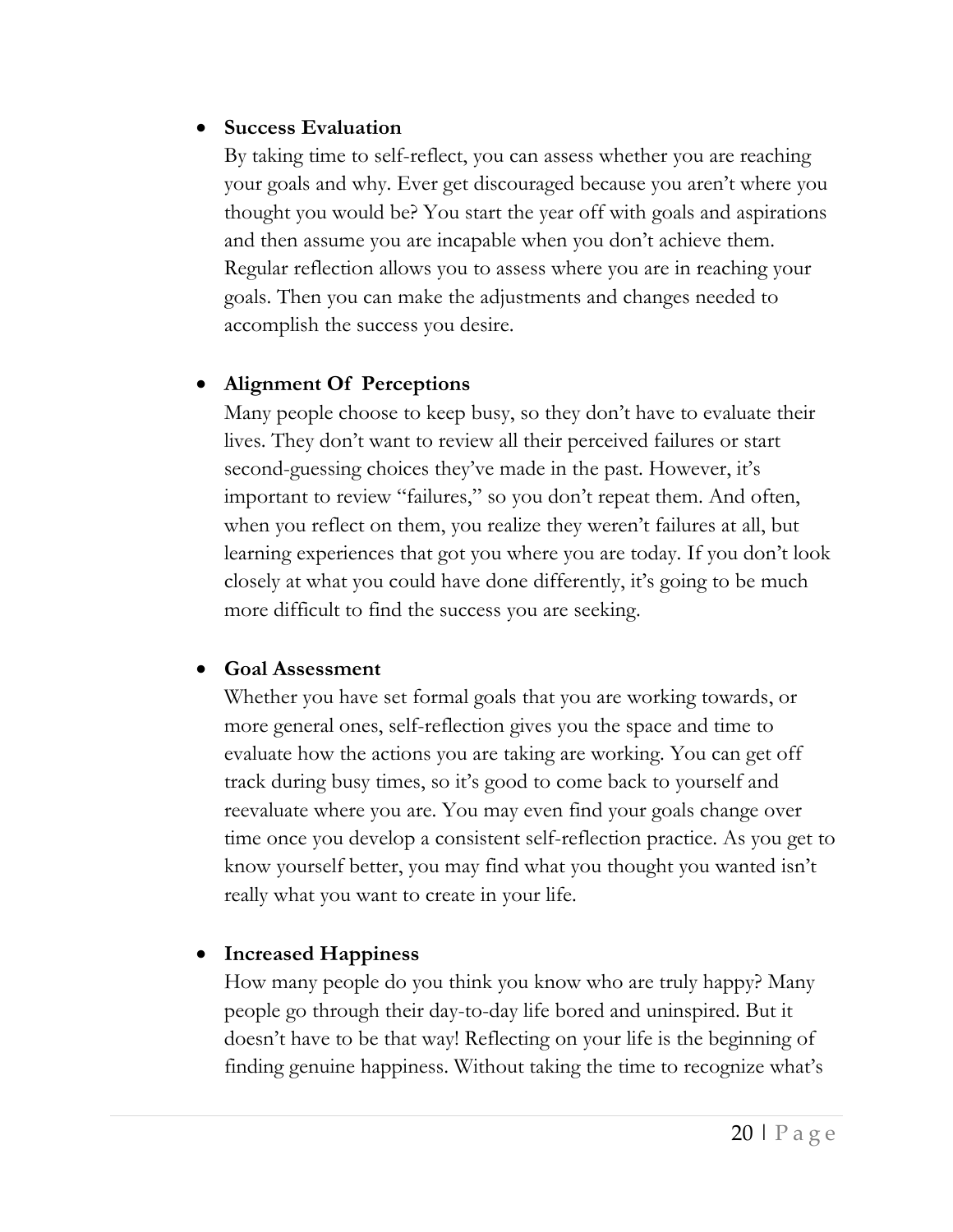- **Success Evaluation**

  By taking time to self-reflect, you can assess whether you are reaching your goals and why. Ever get discouraged because you aren't where you thought you would be? You start the year off with goals and aspirations and then assume you are incapable when you don't achieve them. Regular reflection allows you to assess where you are in reaching your goals. Then you can make the adjustments and changes needed to accomplish the success you desire.

- **Alignment Of Perceptions**

  Many people choose to keep busy, so they don't have to evaluate their lives. They don't want to review all their perceived failures or start second-guessing choices they've made in the past. However, it's important to review "failures," so you don't repeat them. And often, when you reflect on them, you realize they weren't failures at all, but learning experiences that got you where you are today. If you don't look closely at what you could have done differently, it's going to be much more difficult to find the success you are seeking.

- **Goal Assessment**

  Whether you have set formal goals that you are working towards, or more general ones, self-reflection gives you the space and time to evaluate how the actions you are taking are working. You can get off track during busy times, so it's good to come back to yourself and reevaluate where you are. You may even find your goals change over time once you develop a consistent self-reflection practice. As you get to know yourself better, you may find what you thought you wanted isn't really what you want to create in your life.

- **Increased Happiness**

  How many people do you think you know who are truly happy? Many people go through their day-to-day life bored and uninspired. But it doesn't have to be that way! Reflecting on your life is the beginning of finding genuine happiness. Without taking the time to recognize what's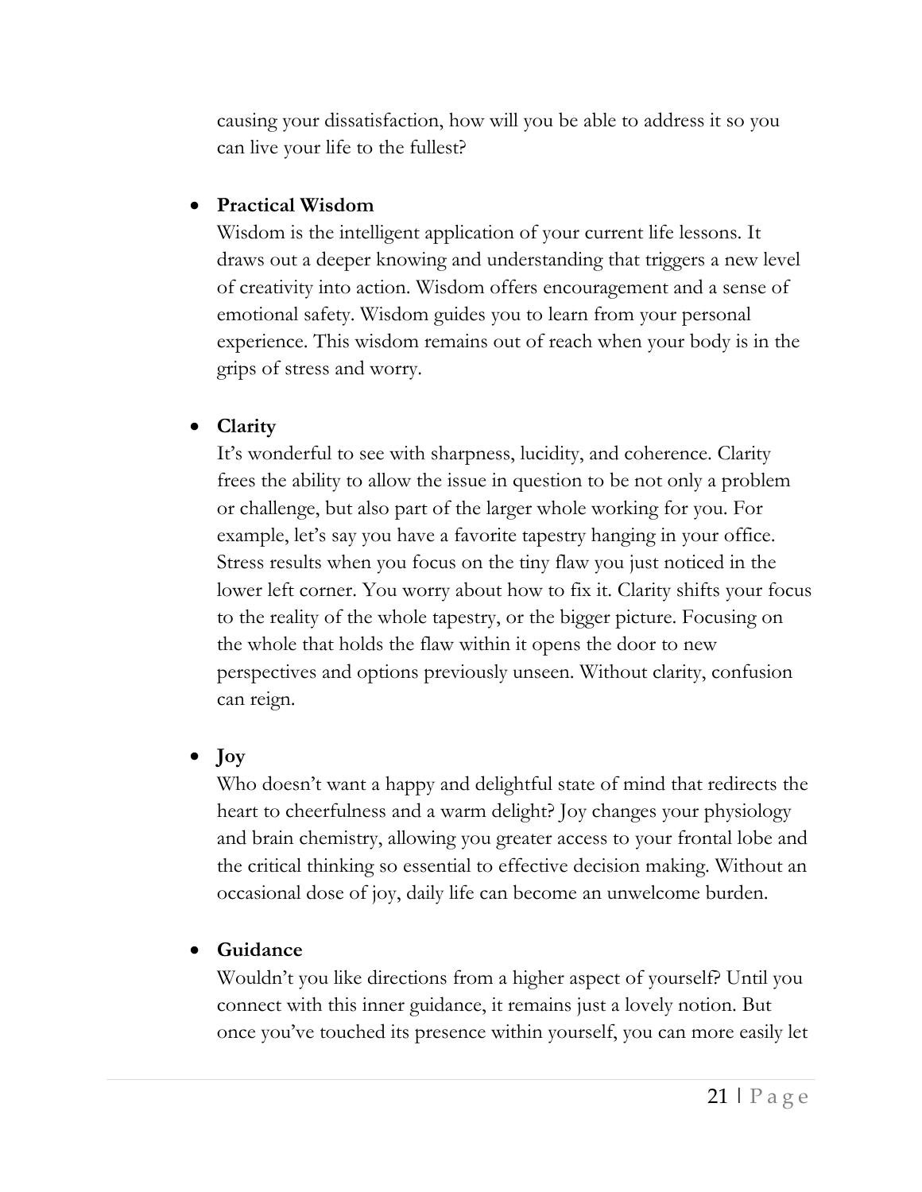causing your dissatisfaction, how will you be able to address it so you can live your life to the fullest?

- **Practical Wisdom**
  Wisdom is the intelligent application of your current life lessons. It draws out a deeper knowing and understanding that triggers a new level of creativity into action. Wisdom offers encouragement and a sense of emotional safety. Wisdom guides you to learn from your personal experience. This wisdom remains out of reach when your body is in the grips of stress and worry.

- **Clarity**
  It's wonderful to see with sharpness, lucidity, and coherence. Clarity frees the ability to allow the issue in question to be not only a problem or challenge, but also part of the larger whole working for you. For example, let's say you have a favorite tapestry hanging in your office. Stress results when you focus on the tiny flaw you just noticed in the lower left corner. You worry about how to fix it. Clarity shifts your focus to the reality of the whole tapestry, or the bigger picture. Focusing on the whole that holds the flaw within it opens the door to new perspectives and options previously unseen. Without clarity, confusion can reign.

- **Joy**
  Who doesn't want a happy and delightful state of mind that redirects the heart to cheerfulness and a warm delight? Joy changes your physiology and brain chemistry, allowing you greater access to your frontal lobe and the critical thinking so essential to effective decision making. Without an occasional dose of joy, daily life can become an unwelcome burden.

- **Guidance**
  Wouldn't you like directions from a higher aspect of yourself? Until you connect with this inner guidance, it remains just a lovely notion. But once you've touched its presence within yourself, you can more easily let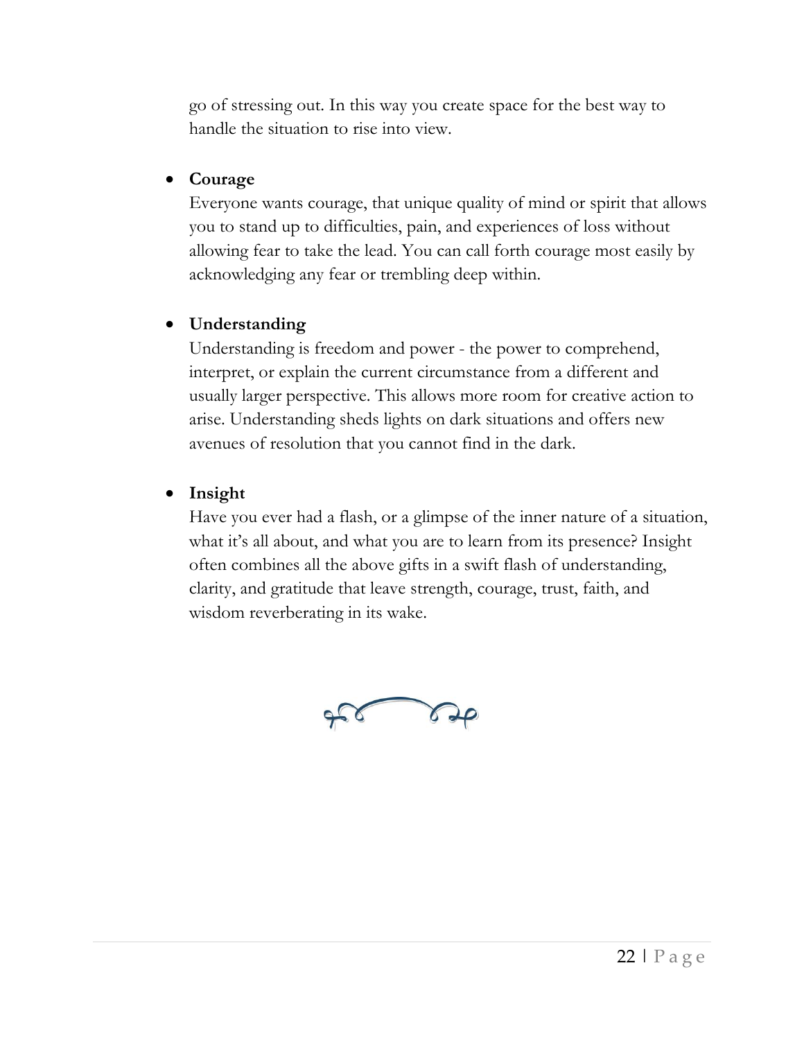go of stressing out. In this way you create space for the best way to handle the situation to rise into view.

- **Courage**
  Everyone wants courage, that unique quality of mind or spirit that allows you to stand up to difficulties, pain, and experiences of loss without allowing fear to take the lead. You can call forth courage most easily by acknowledging any fear or trembling deep within.

- **Understanding**
  Understanding is freedom and power - the power to comprehend, interpret, or explain the current circumstance from a different and usually larger perspective. This allows more room for creative action to arise. Understanding sheds lights on dark situations and offers new avenues of resolution that you cannot find in the dark.

- **Insight**
  Have you ever had a flash, or a glimpse of the inner nature of a situation, what it's all about, and what you are to learn from its presence? Insight often combines all the above gifts in a swift flash of understanding, clarity, and gratitude that leave strength, courage, trust, faith, and wisdom reverberating in its wake.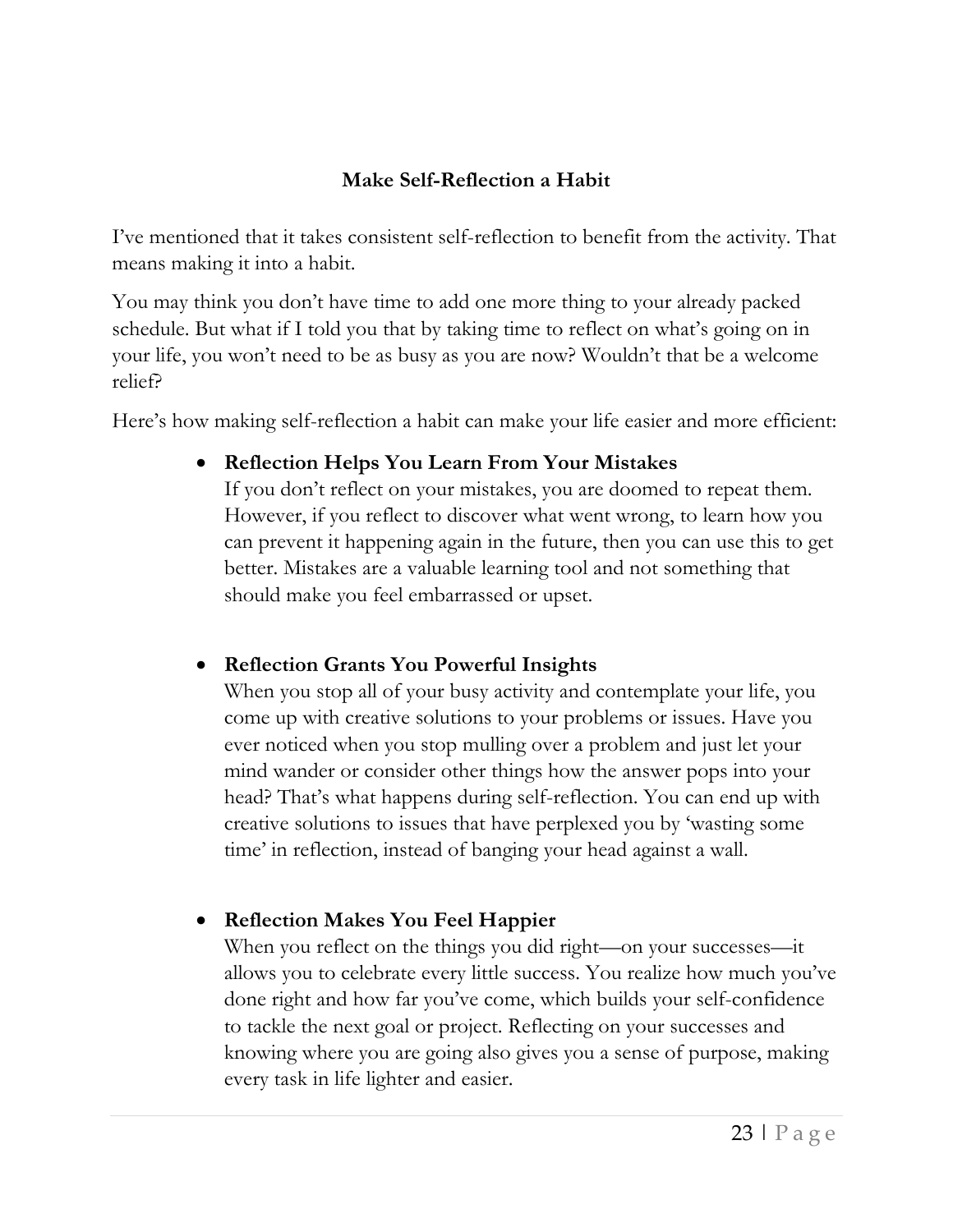## Make Self-Reflection a Habit

I've mentioned that it takes consistent self-reflection to benefit from the activity. That means making it into a habit.

You may think you don't have time to add one more thing to your already packed schedule. But what if I told you that by taking time to reflect on what's going on in your life, you won't need to be as busy as you are now? Wouldn't that be a welcome relief?

Here's how making self-reflection a habit can make your life easier and more efficient:

- **Reflection Helps You Learn From Your Mistakes**
  If you don't reflect on your mistakes, you are doomed to repeat them. However, if you reflect to discover what went wrong, to learn how you can prevent it happening again in the future, then you can use this to get better. Mistakes are a valuable learning tool and not something that should make you feel embarrassed or upset.

- **Reflection Grants You Powerful Insights**
  When you stop all of your busy activity and contemplate your life, you come up with creative solutions to your problems or issues. Have you ever noticed when you stop mulling over a problem and just let your mind wander or consider other things how the answer pops into your head? That's what happens during self-reflection. You can end up with creative solutions to issues that have perplexed you by 'wasting some time' in reflection, instead of banging your head against a wall.

- **Reflection Makes You Feel Happier**
  When you reflect on the things you did right—on your successes—it allows you to celebrate every little success. You realize how much you've done right and how far you've come, which builds your self-confidence to tackle the next goal or project. Reflecting on your successes and knowing where you are going also gives you a sense of purpose, making every task in life lighter and easier.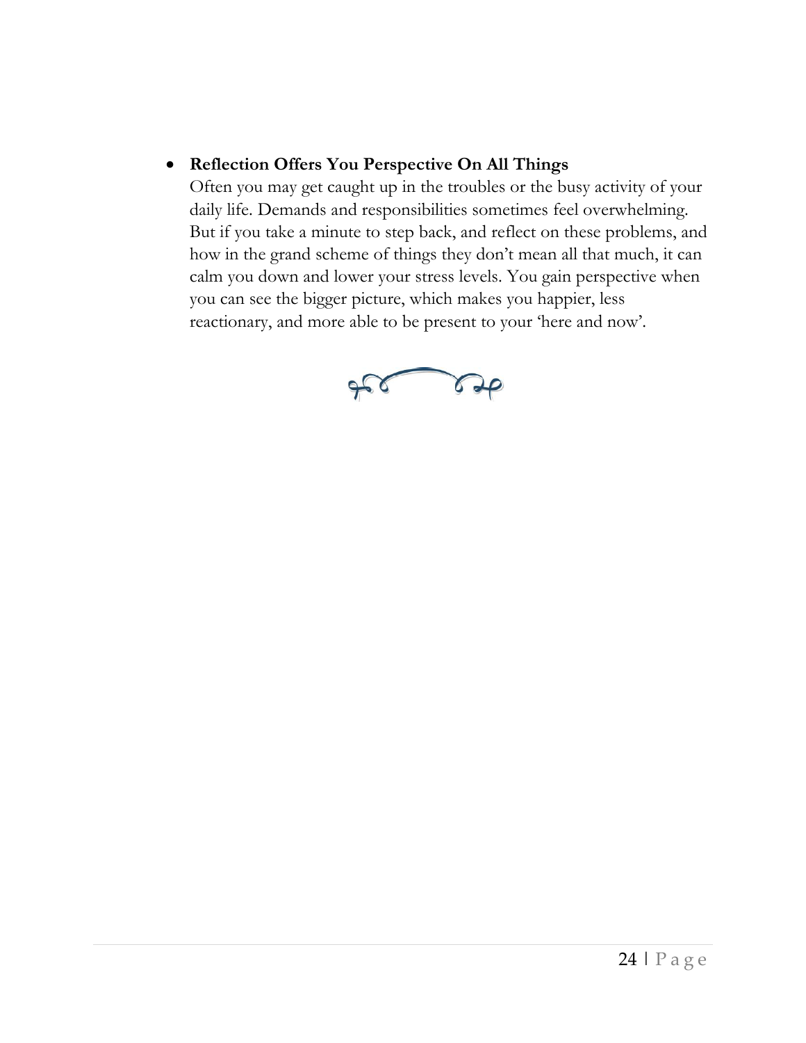- **Reflection Offers You Perspective On All Things**
  Often you may get caught up in the troubles or the busy activity of your daily life. Demands and responsibilities sometimes feel overwhelming. But if you take a minute to step back, and reflect on these problems, and how in the grand scheme of things they don't mean all that much, it can calm you down and lower your stress levels. You gain perspective when you can see the bigger picture, which makes you happier, less reactionary, and more able to be present to your 'here and now'.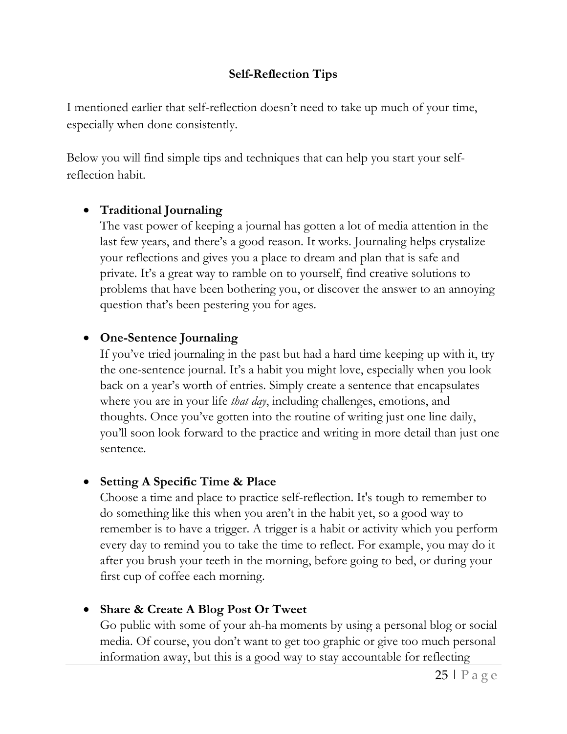## Self-Reflection Tips

I mentioned earlier that self-reflection doesn't need to take up much of your time, especially when done consistently.

Below you will find simple tips and techniques that can help you start your self-reflection habit.

- **Traditional Journaling**
  The vast power of keeping a journal has gotten a lot of media attention in the last few years, and there's a good reason. It works. Journaling helps crystalize your reflections and gives you a place to dream and plan that is safe and private. It's a great way to ramble on to yourself, find creative solutions to problems that have been bothering you, or discover the answer to an annoying question that's been pestering you for ages.

- **One-Sentence Journaling**
  If you've tried journaling in the past but had a hard time keeping up with it, try the one-sentence journal. It's a habit you might love, especially when you look back on a year's worth of entries. Simply create a sentence that encapsulates where you are in your life *that day*, including challenges, emotions, and thoughts. Once you've gotten into the routine of writing just one line daily, you'll soon look forward to the practice and writing in more detail than just one sentence.

- **Setting A Specific Time & Place**
  Choose a time and place to practice self-reflection. It's tough to remember to do something like this when you aren't in the habit yet, so a good way to remember is to have a trigger. A trigger is a habit or activity which you perform every day to remind you to take the time to reflect. For example, you may do it after you brush your teeth in the morning, before going to bed, or during your first cup of coffee each morning.

- **Share & Create A Blog Post Or Tweet**
  Go public with some of your ah-ha moments by using a personal blog or social media. Of course, you don't want to get too graphic or give too much personal information away, but this is a good way to stay accountable for reflecting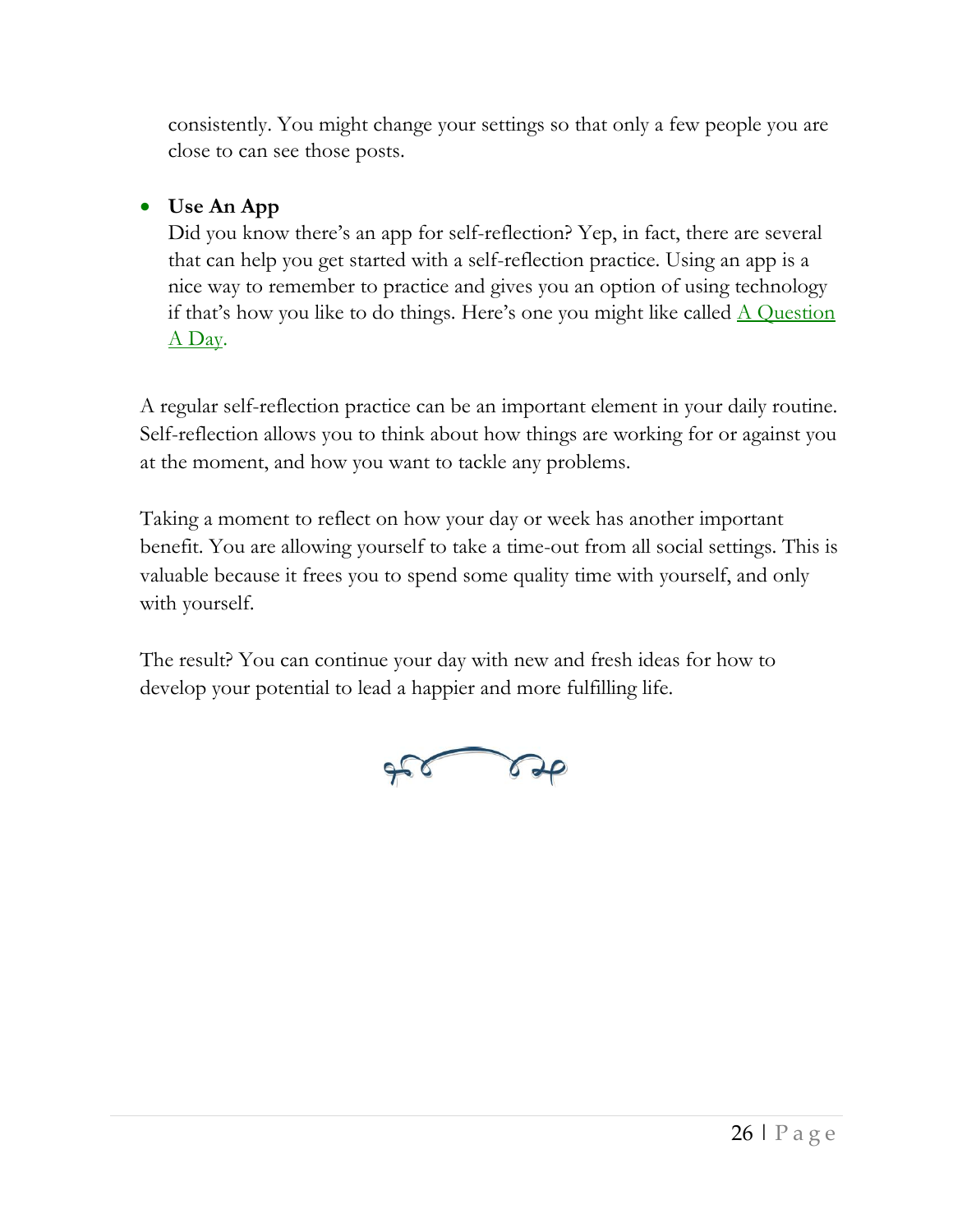consistently. You might change your settings so that only a few people you are close to can see those posts.

- **Use An App**
  Did you know there's an app for self-reflection? Yep, in fact, there are several that can help you get started with a self-reflection practice. Using an app is a nice way to remember to practice and gives you an option of using technology if that's how you like to do things. Here's one you might like called A Question A Day.

A regular self-reflection practice can be an important element in your daily routine. Self-reflection allows you to think about how things are working for or against you at the moment, and how you want to tackle any problems.

Taking a moment to reflect on how your day or week has another important benefit. You are allowing yourself to take a time-out from all social settings. This is valuable because it frees you to spend some quality time with yourself, and only with yourself.

The result? You can continue your day with new and fresh ideas for how to develop your potential to lead a happier and more fulfilling life.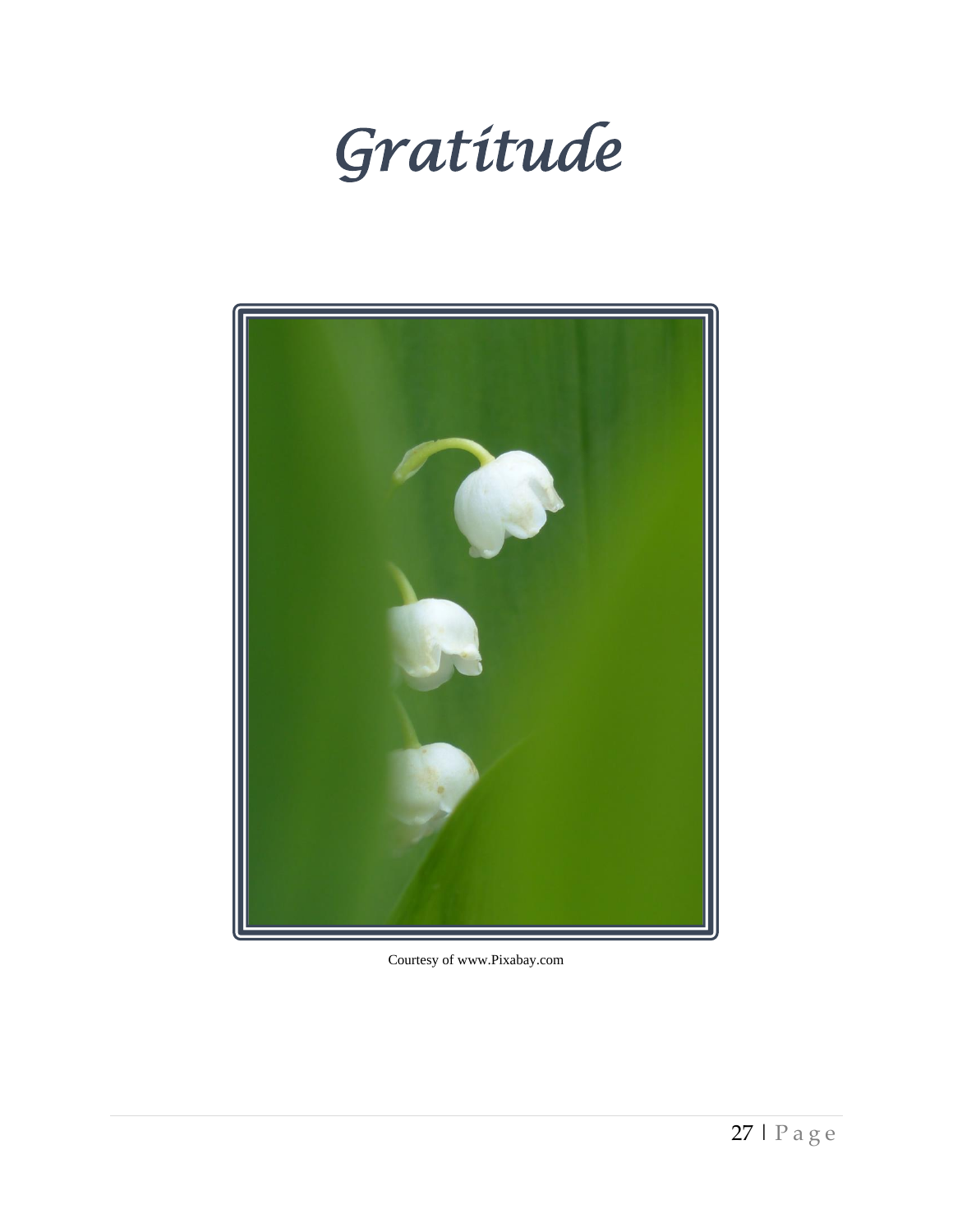# *Gratitude*

Courtesy of www.Pixabay.com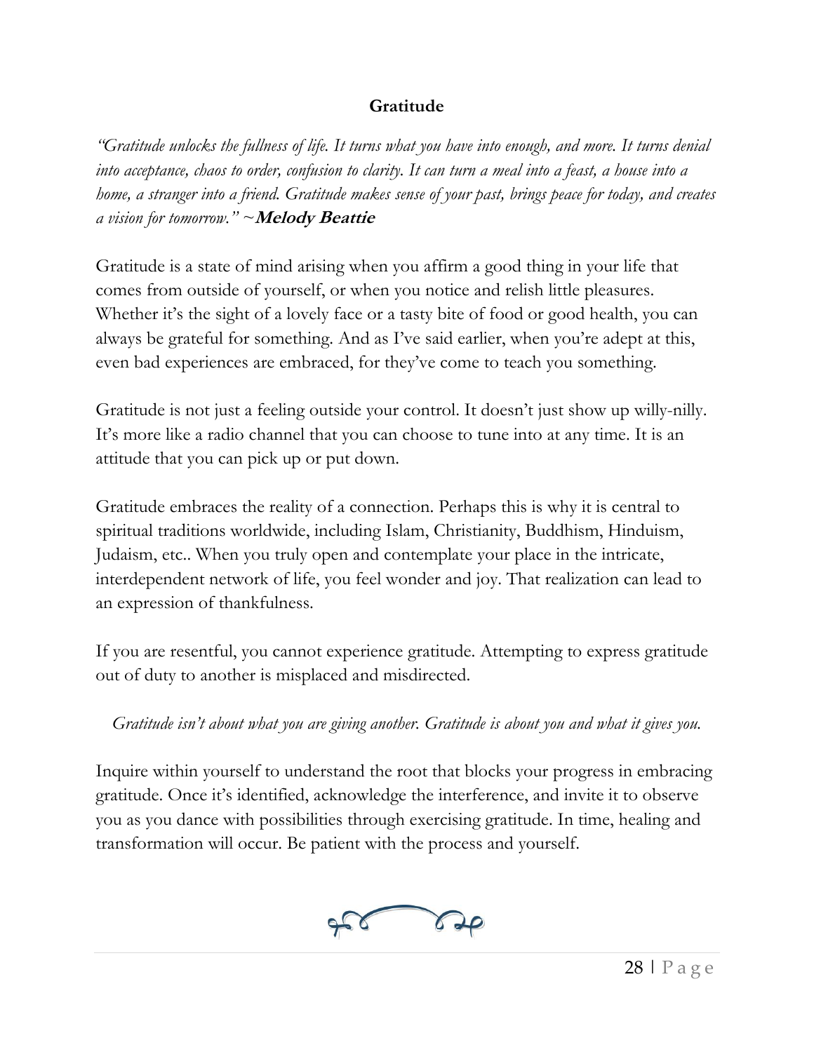## Gratitude

*"Gratitude unlocks the fullness of life. It turns what you have into enough, and more. It turns denial into acceptance, chaos to order, confusion to clarity. It can turn a meal into a feast, a house into a home, a stranger into a friend. Gratitude makes sense of your past, brings peace for today, and creates a vision for tomorrow." ~***Melody Beattie**

Gratitude is a state of mind arising when you affirm a good thing in your life that comes from outside of yourself, or when you notice and relish little pleasures. Whether it's the sight of a lovely face or a tasty bite of food or good health, you can always be grateful for something. And as I've said earlier, when you're adept at this, even bad experiences are embraced, for they've come to teach you something.

Gratitude is not just a feeling outside your control. It doesn't just show up willy-nilly. It's more like a radio channel that you can choose to tune into at any time. It is an attitude that you can pick up or put down.

Gratitude embraces the reality of a connection. Perhaps this is why it is central to spiritual traditions worldwide, including Islam, Christianity, Buddhism, Hinduism, Judaism, etc.. When you truly open and contemplate your place in the intricate, interdependent network of life, you feel wonder and joy. That realization can lead to an expression of thankfulness.

If you are resentful, you cannot experience gratitude. Attempting to express gratitude out of duty to another is misplaced and misdirected.

*Gratitude isn't about what you are giving another. Gratitude is about you and what it gives you.*

Inquire within yourself to understand the root that blocks your progress in embracing gratitude. Once it's identified, acknowledge the interference, and invite it to observe you as you dance with possibilities through exercising gratitude. In time, healing and transformation will occur. Be patient with the process and yourself.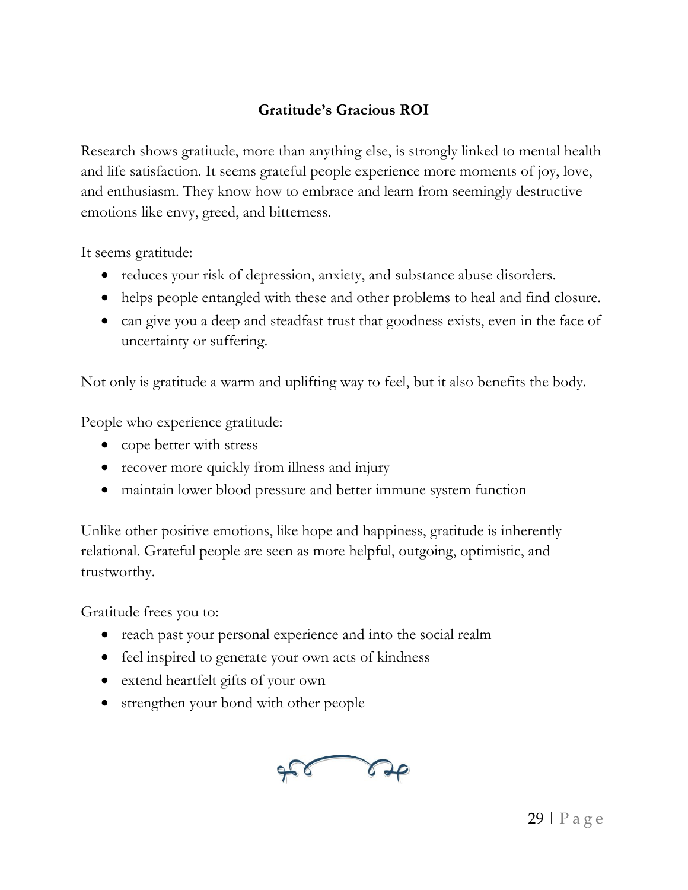## Gratitude's Gracious ROI

Research shows gratitude, more than anything else, is strongly linked to mental health and life satisfaction. It seems grateful people experience more moments of joy, love, and enthusiasm. They know how to embrace and learn from seemingly destructive emotions like envy, greed, and bitterness.

It seems gratitude:

- reduces your risk of depression, anxiety, and substance abuse disorders.
- helps people entangled with these and other problems to heal and find closure.
- can give you a deep and steadfast trust that goodness exists, even in the face of uncertainty or suffering.

Not only is gratitude a warm and uplifting way to feel, but it also benefits the body.

People who experience gratitude:

- cope better with stress
- recover more quickly from illness and injury
- maintain lower blood pressure and better immune system function

Unlike other positive emotions, like hope and happiness, gratitude is inherently relational. Grateful people are seen as more helpful, outgoing, optimistic, and trustworthy.

Gratitude frees you to:

- reach past your personal experience and into the social realm
- feel inspired to generate your own acts of kindness
- extend heartfelt gifts of your own
- strengthen your bond with other people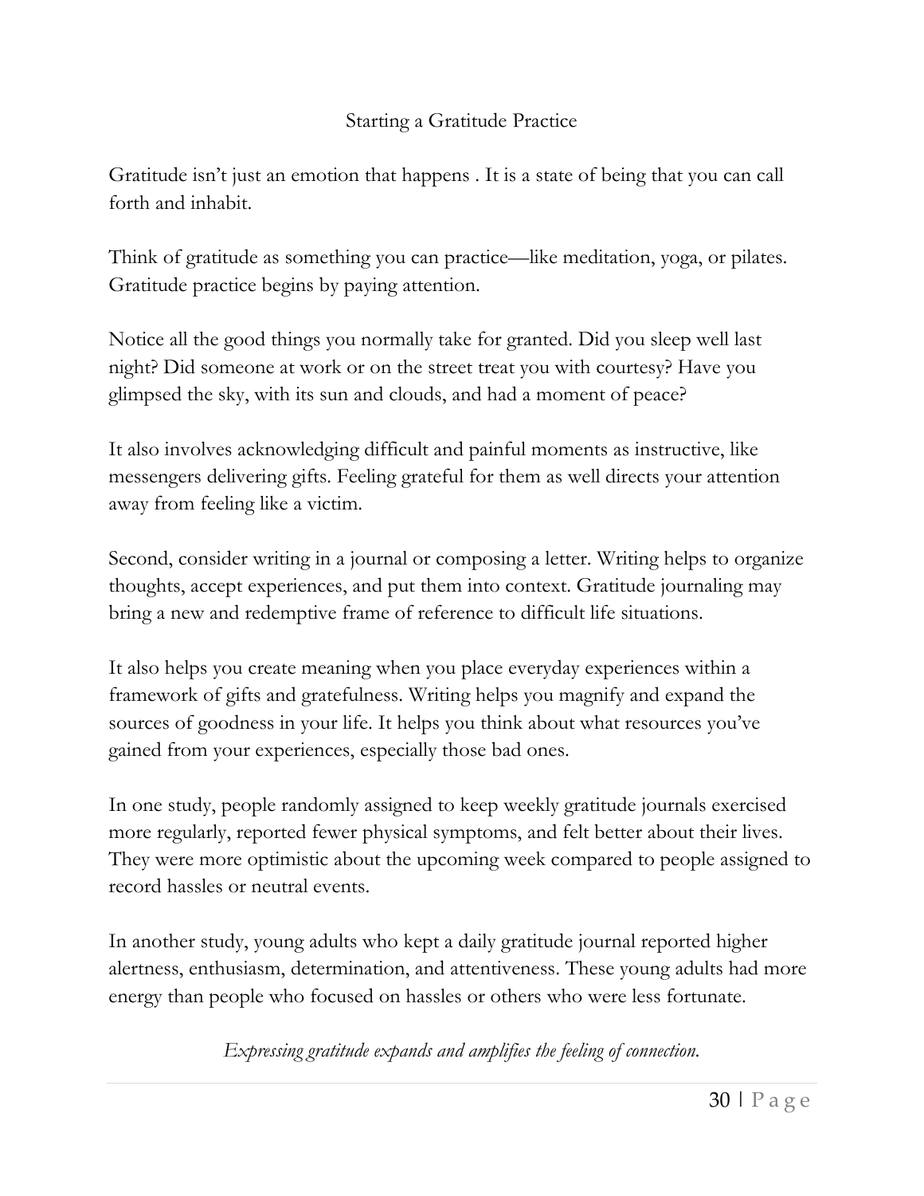## Starting a Gratitude Practice

Gratitude isn't just an emotion that happens . It is a state of being that you can call forth and inhabit.

Think of gratitude as something you can practice—like meditation, yoga, or pilates. Gratitude practice begins by paying attention.

Notice all the good things you normally take for granted. Did you sleep well last night? Did someone at work or on the street treat you with courtesy? Have you glimpsed the sky, with its sun and clouds, and had a moment of peace?

It also involves acknowledging difficult and painful moments as instructive, like messengers delivering gifts. Feeling grateful for them as well directs your attention away from feeling like a victim.

Second, consider writing in a journal or composing a letter. Writing helps to organize thoughts, accept experiences, and put them into context. Gratitude journaling may bring a new and redemptive frame of reference to difficult life situations.

It also helps you create meaning when you place everyday experiences within a framework of gifts and gratefulness. Writing helps you magnify and expand the sources of goodness in your life. It helps you think about what resources you've gained from your experiences, especially those bad ones.

In one study, people randomly assigned to keep weekly gratitude journals exercised more regularly, reported fewer physical symptoms, and felt better about their lives. They were more optimistic about the upcoming week compared to people assigned to record hassles or neutral events.

In another study, young adults who kept a daily gratitude journal reported higher alertness, enthusiasm, determination, and attentiveness. These young adults had more energy than people who focused on hassles or others who were less fortunate.

*Expressing gratitude expands and amplifies the feeling of connection.*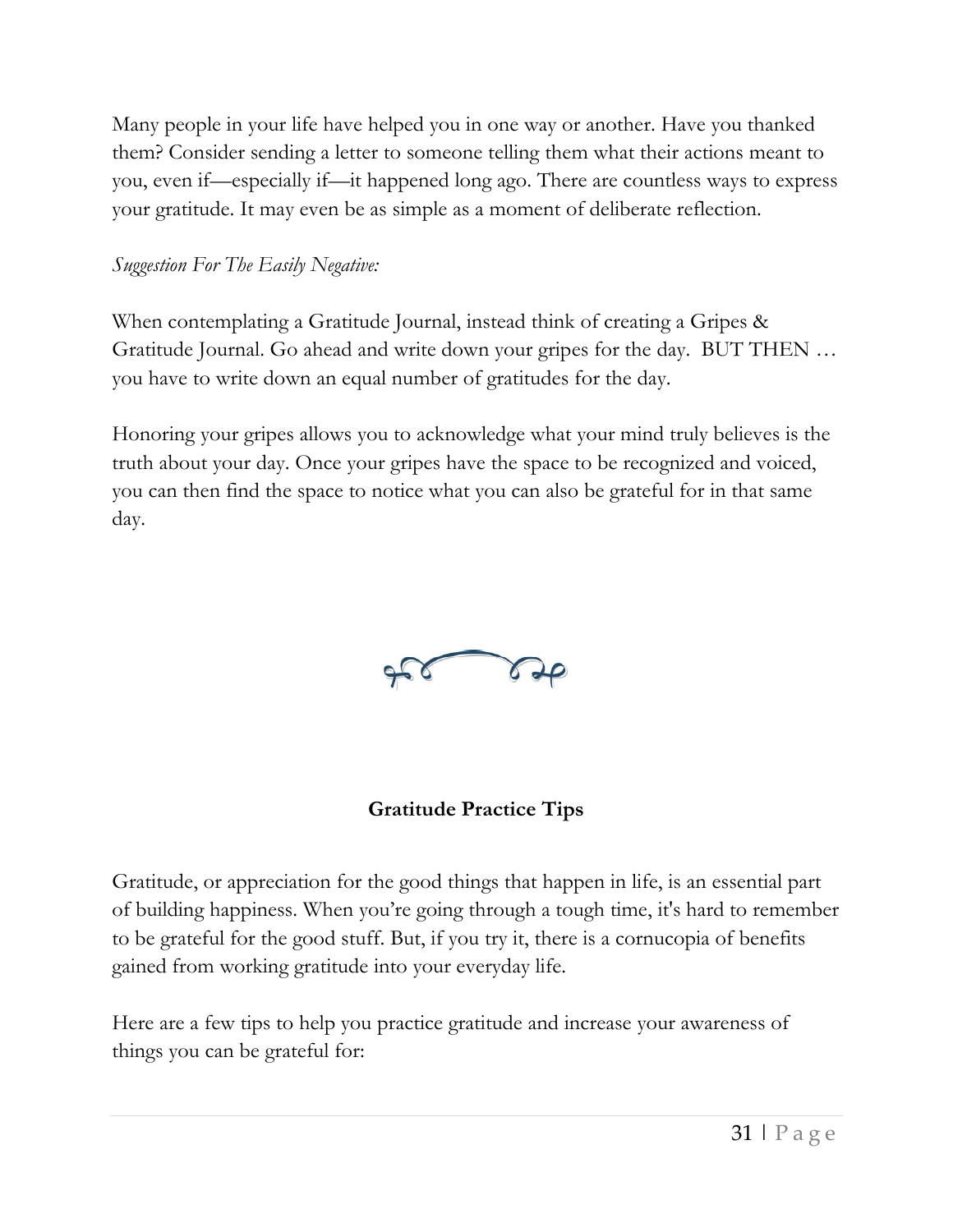Many people in your life have helped you in one way or another. Have you thanked them? Consider sending a letter to someone telling them what their actions meant to you, even if—especially if—it happened long ago. There are countless ways to express your gratitude. It may even be as simple as a moment of deliberate reflection.

*Suggestion For The Easily Negative:*

When contemplating a Gratitude Journal, instead think of creating a Gripes & Gratitude Journal. Go ahead and write down your gripes for the day. BUT THEN … you have to write down an equal number of gratitudes for the day.

Honoring your gripes allows you to acknowledge what your mind truly believes is the truth about your day. Once your gripes have the space to be recognized and voiced, you can then find the space to notice what you can also be grateful for in that same day.

## Gratitude Practice Tips

Gratitude, or appreciation for the good things that happen in life, is an essential part of building happiness. When you're going through a tough time, it's hard to remember to be grateful for the good stuff. But, if you try it, there is a cornucopia of benefits gained from working gratitude into your everyday life.

Here are a few tips to help you practice gratitude and increase your awareness of things you can be grateful for: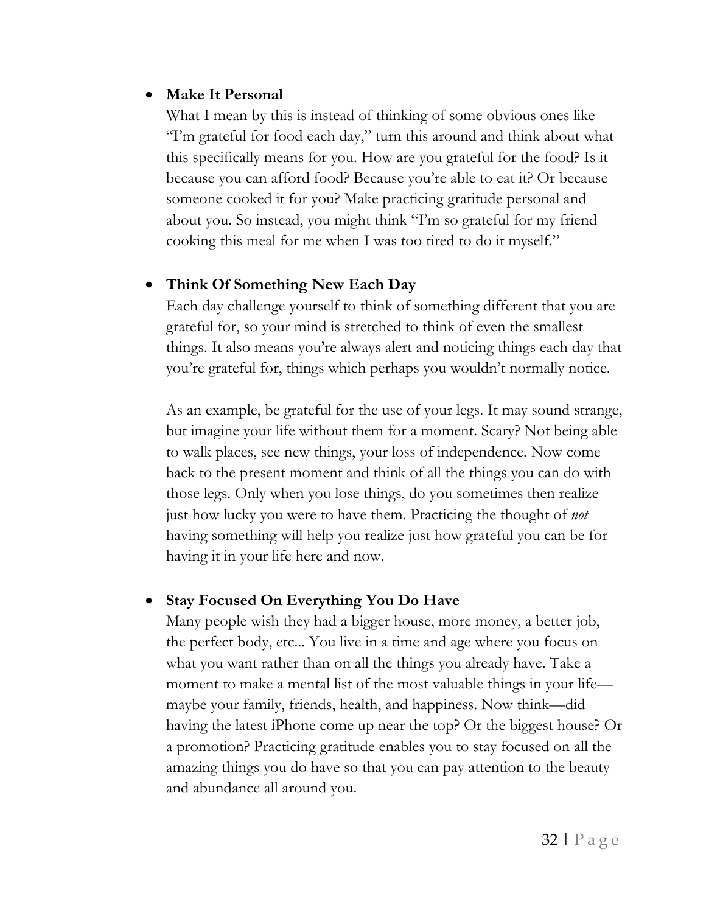- **Make It Personal**

  What I mean by this is instead of thinking of some obvious ones like "I'm grateful for food each day," turn this around and think about what this specifically means for you. How are you grateful for the food? Is it because you can afford food? Because you're able to eat it? Or because someone cooked it for you? Make practicing gratitude personal and about you. So instead, you might think "I'm so grateful for my friend cooking this meal for me when I was too tired to do it myself."

- **Think Of Something New Each Day**

  Each day challenge yourself to think of something different that you are grateful for, so your mind is stretched to think of even the smallest things. It also means you're always alert and noticing things each day that you're grateful for, things which perhaps you wouldn't normally notice.

  As an example, be grateful for the use of your legs. It may sound strange, but imagine your life without them for a moment. Scary? Not being able to walk places, see new things, your loss of independence. Now come back to the present moment and think of all the things you can do with those legs. Only when you lose things, do you sometimes then realize just how lucky you were to have them. Practicing the thought of *not* having something will help you realize just how grateful you can be for having it in your life here and now.

- **Stay Focused On Everything You Do Have**

  Many people wish they had a bigger house, more money, a better job, the perfect body, etc... You live in a time and age where you focus on what you want rather than on all the things you already have. Take a moment to make a mental list of the most valuable things in your life—maybe your family, friends, health, and happiness. Now think—did having the latest iPhone come up near the top? Or the biggest house? Or a promotion? Practicing gratitude enables you to stay focused on all the amazing things you do have so that you can pay attention to the beauty and abundance all around you.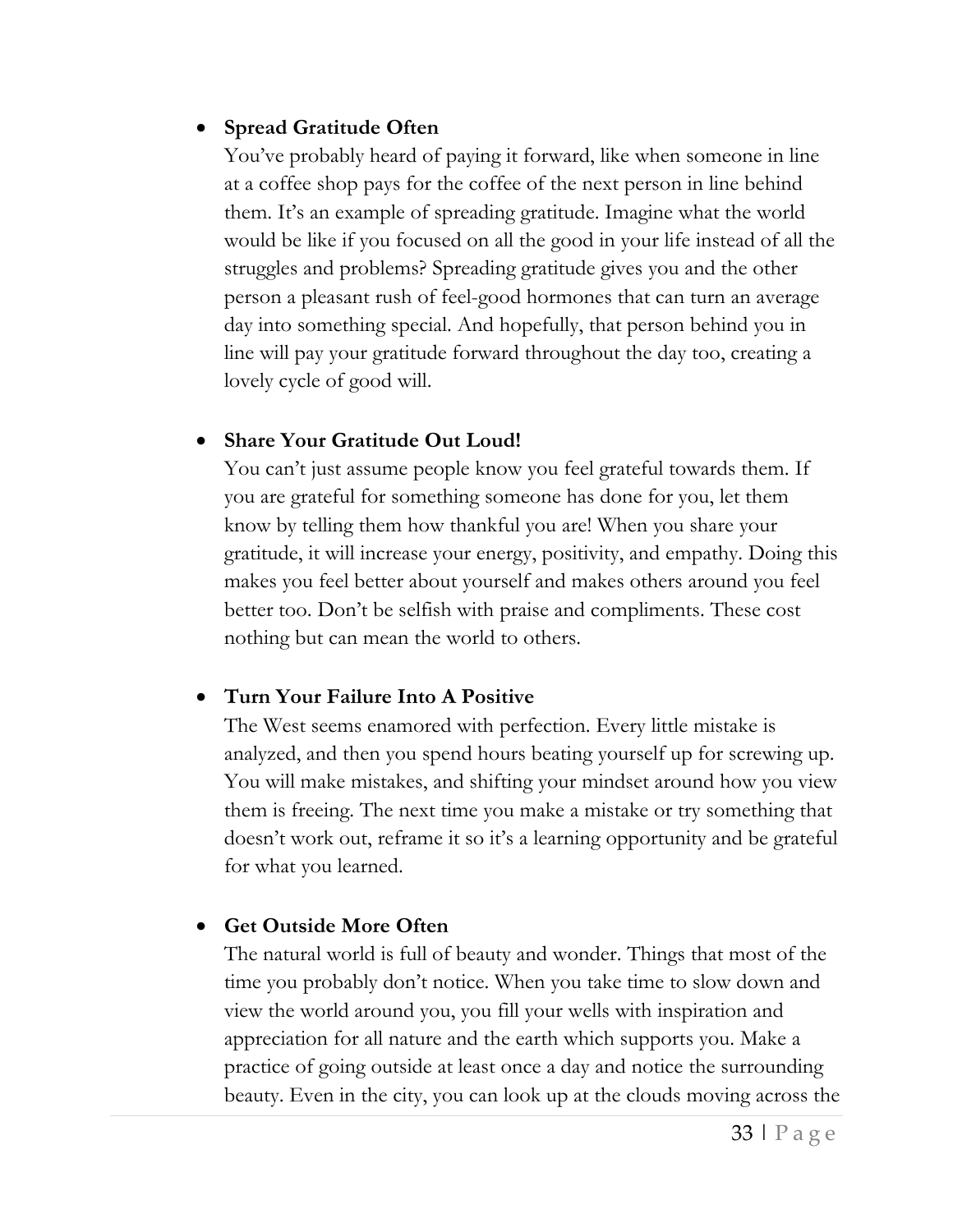- **Spread Gratitude Often**
  You've probably heard of paying it forward, like when someone in line at a coffee shop pays for the coffee of the next person in line behind them. It's an example of spreading gratitude. Imagine what the world would be like if you focused on all the good in your life instead of all the struggles and problems? Spreading gratitude gives you and the other person a pleasant rush of feel-good hormones that can turn an average day into something special. And hopefully, that person behind you in line will pay your gratitude forward throughout the day too, creating a lovely cycle of good will.

- **Share Your Gratitude Out Loud!**
  You can't just assume people know you feel grateful towards them. If you are grateful for something someone has done for you, let them know by telling them how thankful you are! When you share your gratitude, it will increase your energy, positivity, and empathy. Doing this makes you feel better about yourself and makes others around you feel better too. Don't be selfish with praise and compliments. These cost nothing but can mean the world to others.

- **Turn Your Failure Into A Positive**
  The West seems enamored with perfection. Every little mistake is analyzed, and then you spend hours beating yourself up for screwing up. You will make mistakes, and shifting your mindset around how you view them is freeing. The next time you make a mistake or try something that doesn't work out, reframe it so it's a learning opportunity and be grateful for what you learned.

- **Get Outside More Often**
  The natural world is full of beauty and wonder. Things that most of the time you probably don't notice. When you take time to slow down and view the world around you, you fill your wells with inspiration and appreciation for all nature and the earth which supports you. Make a practice of going outside at least once a day and notice the surrounding beauty. Even in the city, you can look up at the clouds moving across the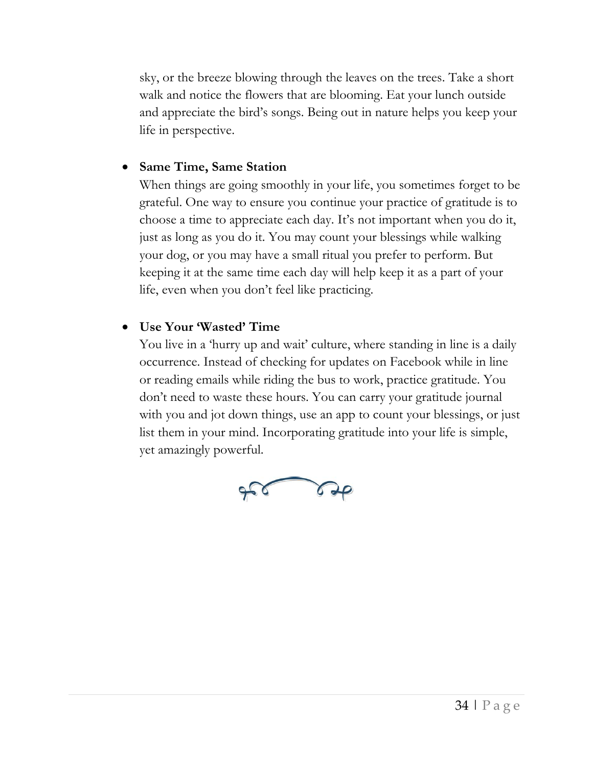sky, or the breeze blowing through the leaves on the trees. Take a short walk and notice the flowers that are blooming. Eat your lunch outside and appreciate the bird's songs. Being out in nature helps you keep your life in perspective.

- **Same Time, Same Station**
  When things are going smoothly in your life, you sometimes forget to be grateful. One way to ensure you continue your practice of gratitude is to choose a time to appreciate each day. It's not important when you do it, just as long as you do it. You may count your blessings while walking your dog, or you may have a small ritual you prefer to perform. But keeping it at the same time each day will help keep it as a part of your life, even when you don't feel like practicing.

- **Use Your 'Wasted' Time**
  You live in a 'hurry up and wait' culture, where standing in line is a daily occurrence. Instead of checking for updates on Facebook while in line or reading emails while riding the bus to work, practice gratitude. You don't need to waste these hours. You can carry your gratitude journal with you and jot down things, use an app to count your blessings, or just list them in your mind. Incorporating gratitude into your life is simple, yet amazingly powerful.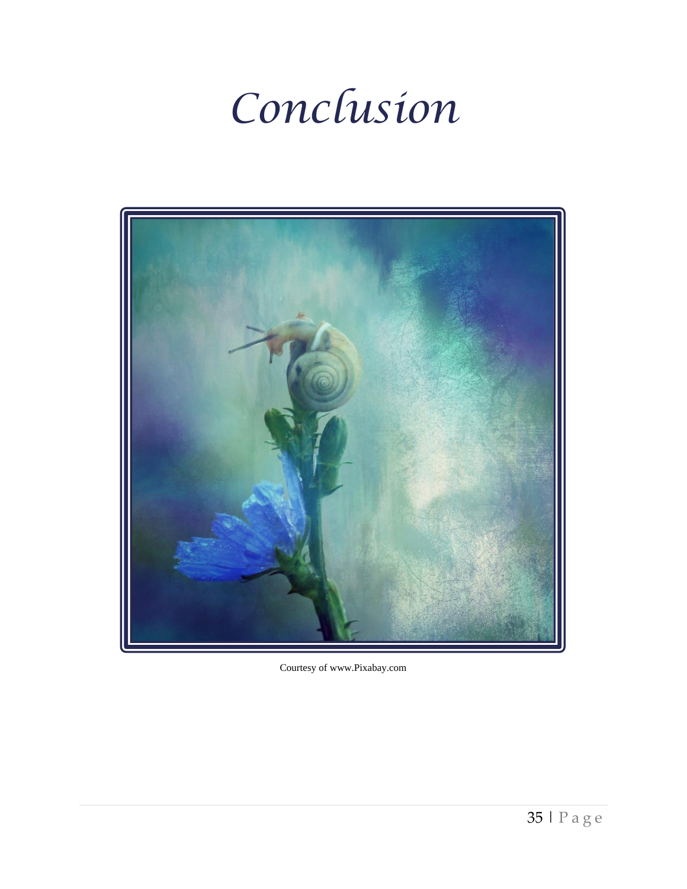# Conclusion

Courtesy of www.Pixabay.com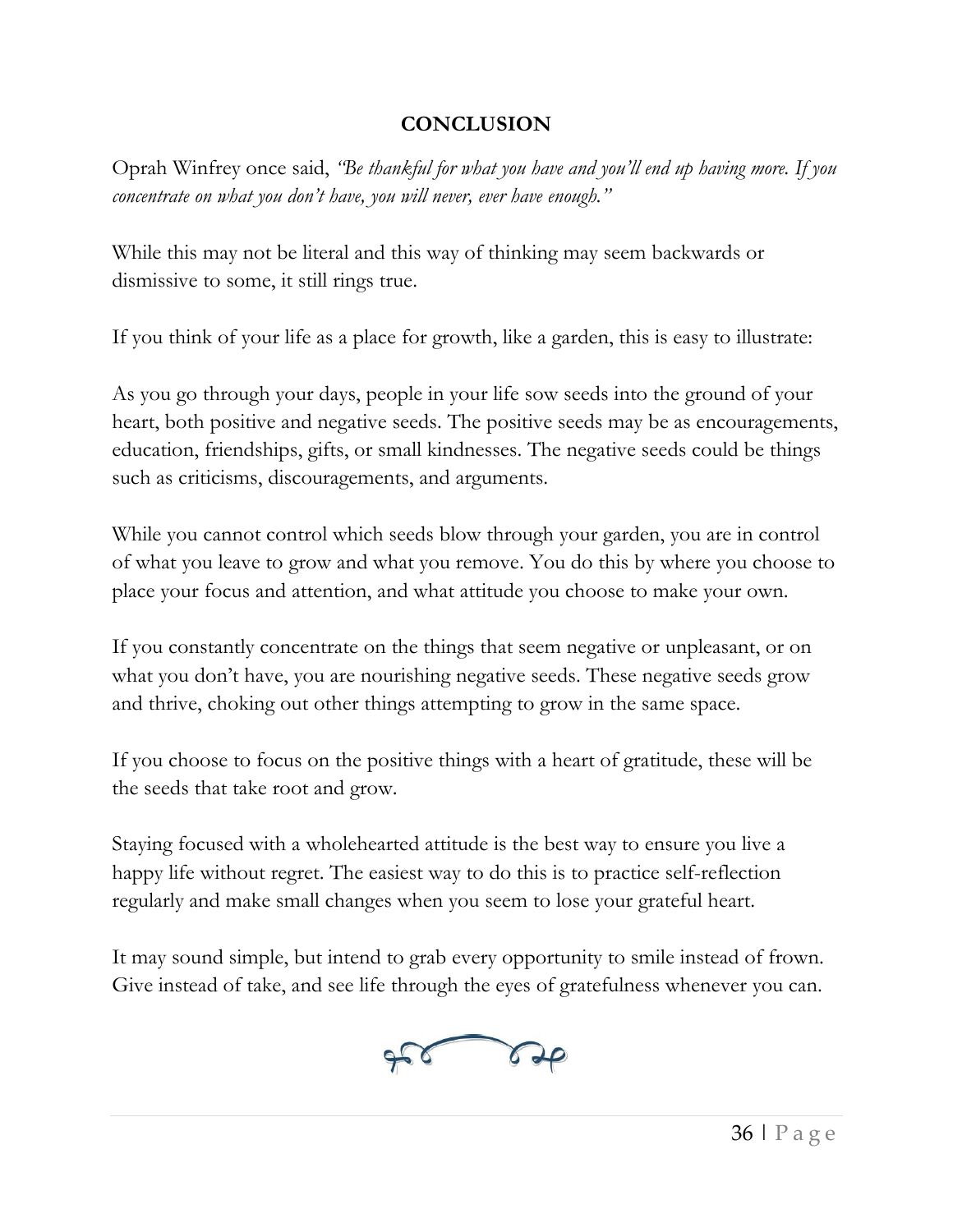## CONCLUSION

Oprah Winfrey once said, *"Be thankful for what you have and you'll end up having more. If you concentrate on what you don't have, you will never, ever have enough."*

While this may not be literal and this way of thinking may seem backwards or dismissive to some, it still rings true.

If you think of your life as a place for growth, like a garden, this is easy to illustrate:

As you go through your days, people in your life sow seeds into the ground of your heart, both positive and negative seeds. The positive seeds may be as encouragements, education, friendships, gifts, or small kindnesses. The negative seeds could be things such as criticisms, discouragements, and arguments.

While you cannot control which seeds blow through your garden, you are in control of what you leave to grow and what you remove. You do this by where you choose to place your focus and attention, and what attitude you choose to make your own.

If you constantly concentrate on the things that seem negative or unpleasant, or on what you don't have, you are nourishing negative seeds. These negative seeds grow and thrive, choking out other things attempting to grow in the same space.

If you choose to focus on the positive things with a heart of gratitude, these will be the seeds that take root and grow.

Staying focused with a wholehearted attitude is the best way to ensure you live a happy life without regret. The easiest way to do this is to practice self-reflection regularly and make small changes when you seem to lose your grateful heart.

It may sound simple, but intend to grab every opportunity to smile instead of frown. Give instead of take, and see life through the eyes of gratefulness whenever you can.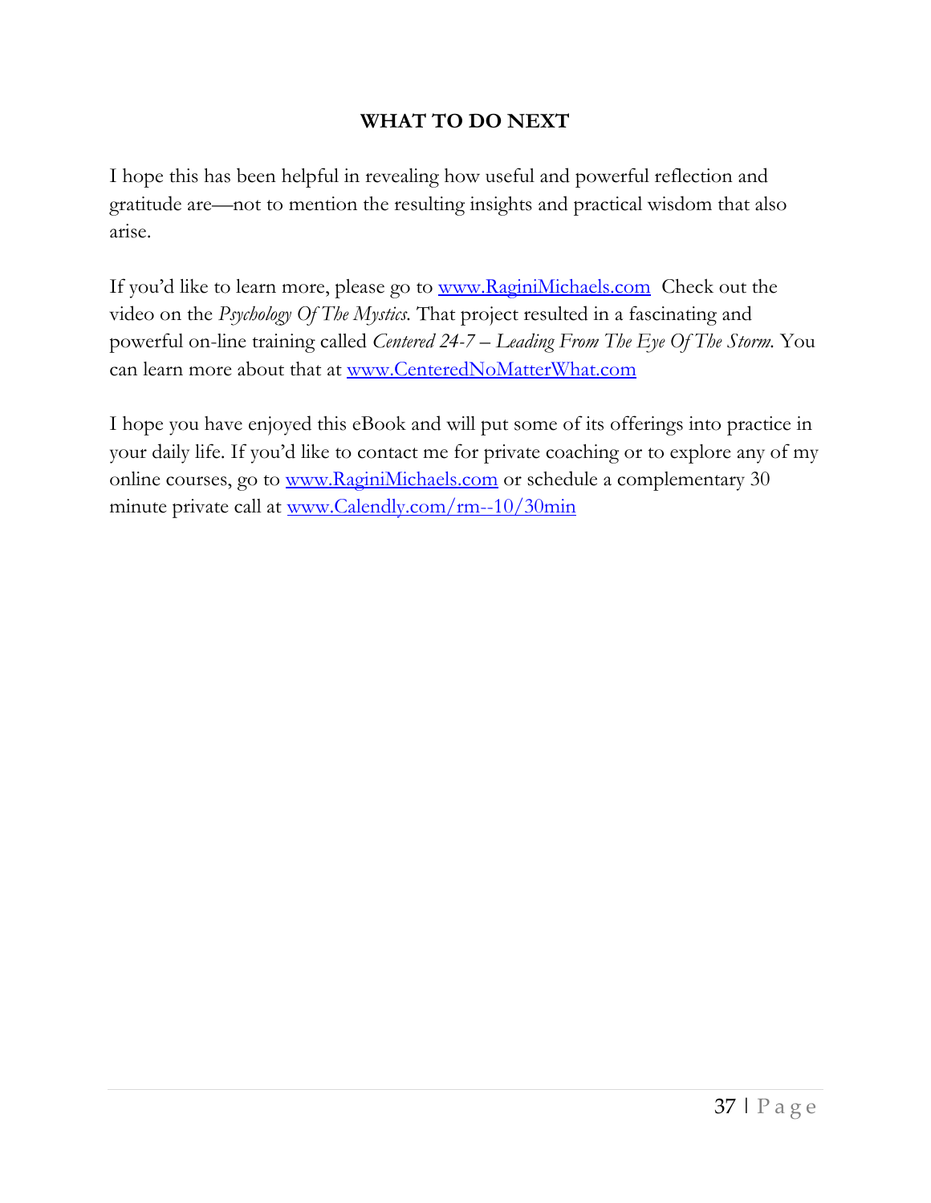## WHAT TO DO NEXT

I hope this has been helpful in revealing how useful and powerful reflection and gratitude are—not to mention the resulting insights and practical wisdom that also arise.

If you'd like to learn more, please go to www.RaginiMichaels.com Check out the video on the *Psychology Of The Mystics.* That project resulted in a fascinating and powerful on-line training called *Centered 24-7 – Leading From The Eye Of The Storm.* You can learn more about that at www.CenteredNoMatterWhat.com

I hope you have enjoyed this eBook and will put some of its offerings into practice in your daily life. If you'd like to contact me for private coaching or to explore any of my online courses, go to www.RaginiMichaels.com or schedule a complementary 30 minute private call at www.Calendly.com/rm--10/30min